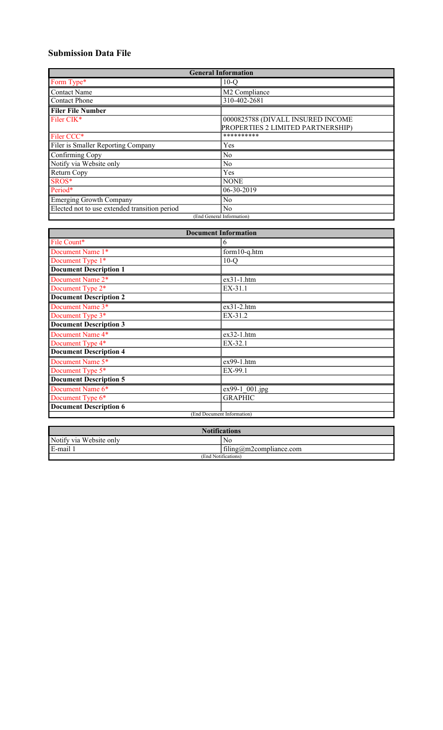## Submission Data File

| General Information | |
|---|---|
| Form Type* | 10-Q |
| Contact Name | M2 Compliance |
| Contact Phone | 310-402-2681 |
| **Filer File Number** | |
| Filer CIK* | 0000825788 (DIVALL INSURED INCOME PROPERTIES 2 LIMITED PARTNERSHIP) |
| Filer CCC* | ********** |
| Filer is Smaller Reporting Company | Yes |
| Confirming Copy | No |
| Notify via Website only | No |
| Return Copy | Yes |
| SROS* | NONE |
| Period* | 06-30-2019 |
| Emerging Growth Company | No |
| Elected not to use extended transition period | No |
| (End General Information) | |

| Document Information | |
|---|---|
| File Count* | 6 |
| Document Name 1* | form10-q.htm |
| Document Type 1* | 10-Q |
| **Document Description 1** | |
| Document Name 2* | ex31-1.htm |
| Document Type 2* | EX-31.1 |
| **Document Description 2** | |
| Document Name 3* | ex31-2.htm |
| Document Type 3* | EX-31.2 |
| **Document Description 3** | |
| Document Name 4* | ex32-1.htm |
| Document Type 4* | EX-32.1 |
| **Document Description 4** | |
| Document Name 5* | ex99-1.htm |
| Document Type 5* | EX-99.1 |
| **Document Description 5** | |
| Document Name 6* | ex99-1_001.jpg |
| Document Type 6* | GRAPHIC |
| **Document Description 6** | |
| (End Document Information) | |

| Notifications | |
|---|---|
| Notify via Website only | No |
| E-mail 1 | filing@m2compliance.com |
| (End Notifications) | |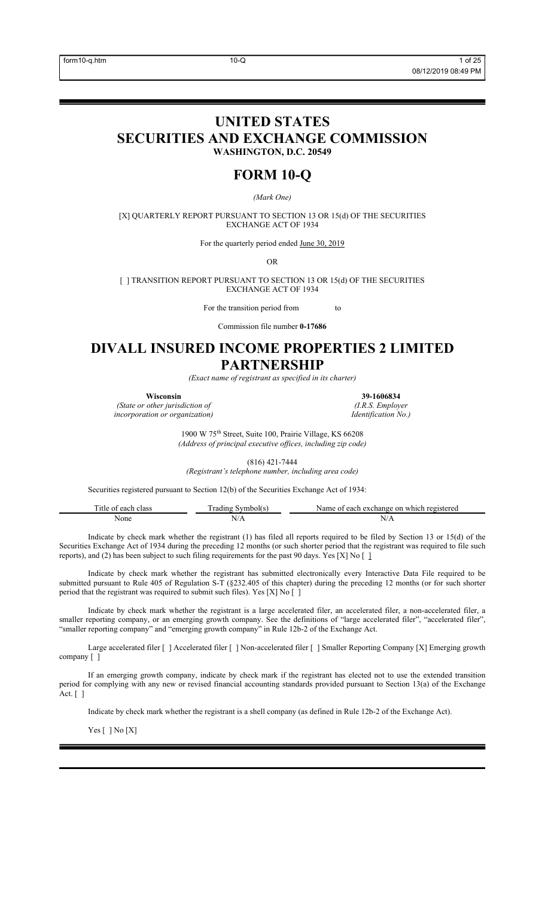# UNITED STATES
# SECURITIES AND EXCHANGE COMMISSION
**WASHINGTON, D.C. 20549**

# FORM 10-Q

*(Mark One)*

[X] QUARTERLY REPORT PURSUANT TO SECTION 13 OR 15(d) OF THE SECURITIES EXCHANGE ACT OF 1934

For the quarterly period ended June 30, 2019

OR

[ ] TRANSITION REPORT PURSUANT TO SECTION 13 OR 15(d) OF THE SECURITIES EXCHANGE ACT OF 1934

For the transition period from to

Commission file number **0-17686**

# DIVALL INSURED INCOME PROPERTIES 2 LIMITED PARTNERSHIP

*(Exact name of registrant as specified in its charter)*

| **Wisconsin** | **39-1606834** |
|---|---|
| *(State or other jurisdiction of incorporation or organization)* | *(I.R.S. Employer Identification No.)* |

1900 W 75th Street, Suite 100, Prairie Village, KS 66208
*(Address of principal executive offices, including zip code)*

(816) 421-7444
*(Registrant's telephone number, including area code)*

Securities registered pursuant to Section 12(b) of the Securities Exchange Act of 1934:

| Title of each class | Trading Symbol(s) | Name of each exchange on which registered |
|---|---|---|
| None | N/A | N/A |

Indicate by check mark whether the registrant (1) has filed all reports required to be filed by Section 13 or 15(d) of the Securities Exchange Act of 1934 during the preceding 12 months (or such shorter period that the registrant was required to file such reports), and (2) has been subject to such filing requirements for the past 90 days. Yes [X] No [ ]

Indicate by check mark whether the registrant has submitted electronically every Interactive Data File required to be submitted pursuant to Rule 405 of Regulation S-T (§232.405 of this chapter) during the preceding 12 months (or for such shorter period that the registrant was required to submit such files). Yes [X] No [ ]

Indicate by check mark whether the registrant is a large accelerated filer, an accelerated filer, a non-accelerated filer, a smaller reporting company, or an emerging growth company. See the definitions of "large accelerated filer", "accelerated filer", "smaller reporting company" and "emerging growth company" in Rule 12b-2 of the Exchange Act.

Large accelerated filer [ ] Accelerated filer [ ] Non-accelerated filer [ ] Smaller Reporting Company [X] Emerging growth company [ ]

If an emerging growth company, indicate by check mark if the registrant has elected not to use the extended transition period for complying with any new or revised financial accounting standards provided pursuant to Section 13(a) of the Exchange Act. [ ]

Indicate by check mark whether the registrant is a shell company (as defined in Rule 12b-2 of the Exchange Act).

Yes [ ] No [X]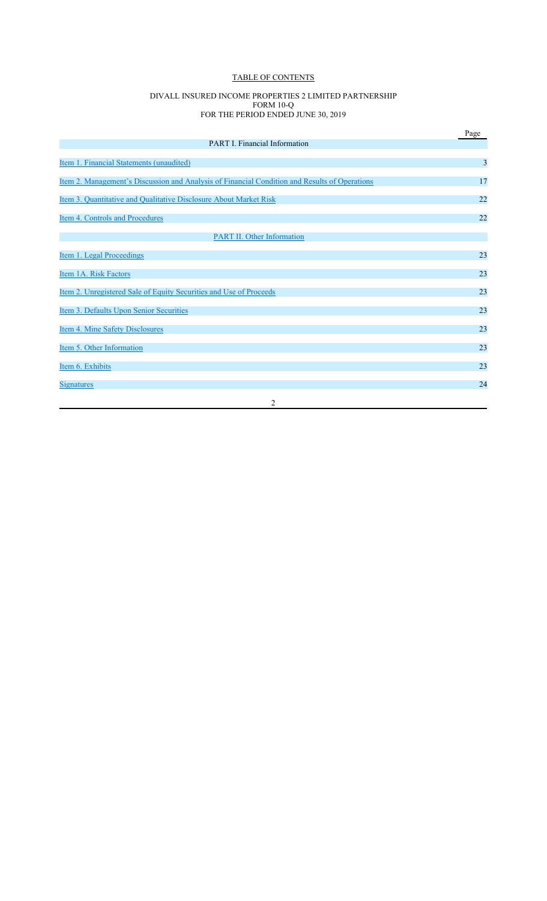# TABLE OF CONTENTS

DIVALL INSURED INCOME PROPERTIES 2 LIMITED PARTNERSHIP
FORM 10-Q
FOR THE PERIOD ENDED JUNE 30, 2019

| | Page |
|---|---|
| PART I. Financial Information | |
| Item 1. Financial Statements (unaudited) | 3 |
| Item 2. Management's Discussion and Analysis of Financial Condition and Results of Operations | 17 |
| Item 3. Quantitative and Qualitative Disclosure About Market Risk | 22 |
| Item 4. Controls and Procedures | 22 |
| PART II. Other Information | |
| Item 1. Legal Proceedings | 23 |
| Item 1A. Risk Factors | 23 |
| Item 2. Unregistered Sale of Equity Securities and Use of Proceeds | 23 |
| Item 3. Defaults Upon Senior Securities | 23 |
| Item 4. Mine Safety Disclosures | 23 |
| Item 5. Other Information | 23 |
| Item 6. Exhibits | 23 |
| Signatures | 24 |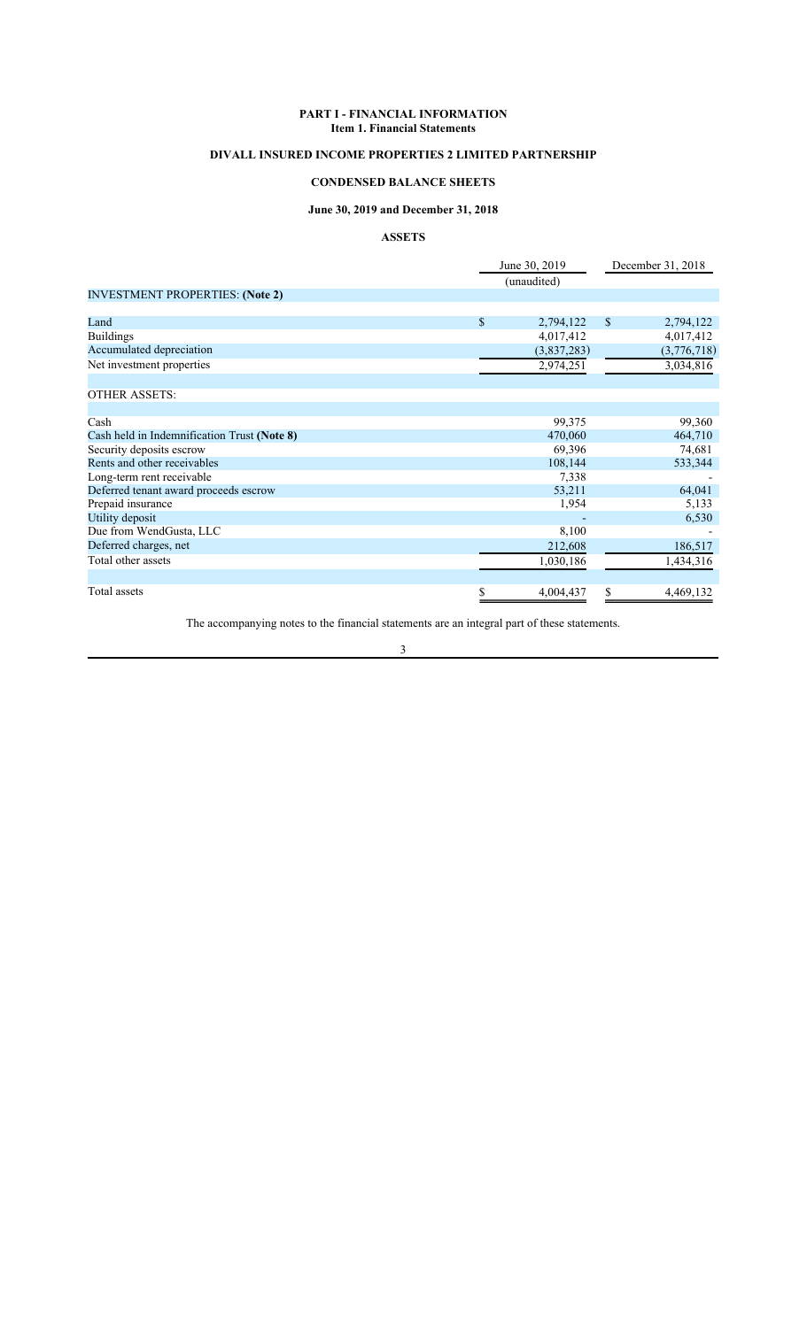**PART I - FINANCIAL INFORMATION**
**Item 1. Financial Statements**

## DIVALL INSURED INCOME PROPERTIES 2 LIMITED PARTNERSHIP

## CONDENSED BALANCE SHEETS

### June 30, 2019 and December 31, 2018

### ASSETS

| | June 30, 2019 (unaudited) | December 31, 2018 |
|---|---|---|
| **INVESTMENT PROPERTIES: (Note 2)** | | |
| Land | $ 2,794,122 | $ 2,794,122 |
| Buildings | 4,017,412 | 4,017,412 |
| Accumulated depreciation | (3,837,283) | (3,776,718) |
| Net investment properties | 2,974,251 | 3,034,816 |
| **OTHER ASSETS:** | | |
| Cash | 99,375 | 99,360 |
| Cash held in Indemnification Trust **(Note 8)** | 470,060 | 464,710 |
| Security deposits escrow | 69,396 | 74,681 |
| Rents and other receivables | 108,144 | 533,344 |
| Long-term rent receivable | 7,338 | - |
| Deferred tenant award proceeds escrow | 53,211 | 64,041 |
| Prepaid insurance | 1,954 | 5,133 |
| Utility deposit | - | 6,530 |
| Due from WendGusta, LLC | 8,100 | - |
| Deferred charges, net | 212,608 | 186,517 |
| Total other assets | 1,030,186 | 1,434,316 |
| Total assets | $ 4,004,437 | $ 4,469,132 |

The accompanying notes to the financial statements are an integral part of these statements.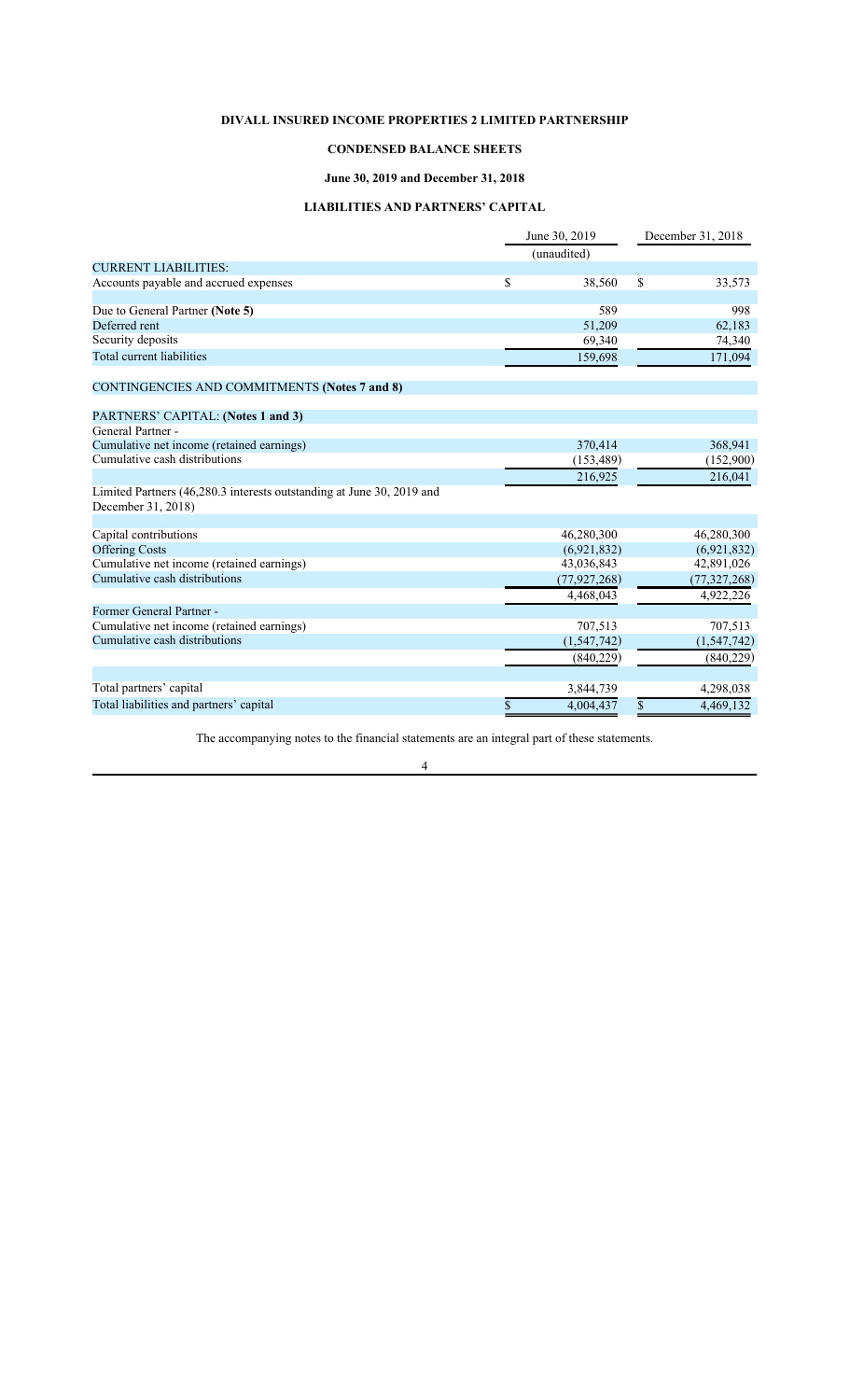**DIVALL INSURED INCOME PROPERTIES 2 LIMITED PARTNERSHIP**

**CONDENSED BALANCE SHEETS**

**June 30, 2019 and December 31, 2018**

**LIABILITIES AND PARTNERS' CAPITAL**

| | June 30, 2019 | December 31, 2018 |
|---|---|---|
| | (unaudited) | |
| CURRENT LIABILITIES: | | |
| Accounts payable and accrued expenses | $ 38,560 | $ 33,573 |
| | | |
| Due to General Partner **(Note 5)** | 589 | 998 |
| Deferred rent | 51,209 | 62,183 |
| Security deposits | 69,340 | 74,340 |
| Total current liabilities | 159,698 | 171,094 |
| | | |
| CONTINGENCIES AND COMMITMENTS **(Notes 7 and 8)** | | |
| | | |
| PARTNERS' CAPITAL: **(Notes 1 and 3)** | | |
| General Partner - | | |
| Cumulative net income (retained earnings) | 370,414 | 368,941 |
| Cumulative cash distributions | (153,489) | (152,900) |
| | 216,925 | 216,041 |
| Limited Partners (46,280.3 interests outstanding at June 30, 2019 and December 31, 2018) | | |
| | | |
| Capital contributions | 46,280,300 | 46,280,300 |
| Offering Costs | (6,921,832) | (6,921,832) |
| Cumulative net income (retained earnings) | 43,036,843 | 42,891,026 |
| Cumulative cash distributions | (77,927,268) | (77,327,268) |
| | 4,468,043 | 4,922,226 |
| Former General Partner - | | |
| Cumulative net income (retained earnings) | 707,513 | 707,513 |
| Cumulative cash distributions | (1,547,742) | (1,547,742) |
| | (840,229) | (840,229) |
| | | |
| Total partners' capital | 3,844,739 | 4,298,038 |
| Total liabilities and partners' capital | $ 4,004,437 | $ 4,469,132 |

The accompanying notes to the financial statements are an integral part of these statements.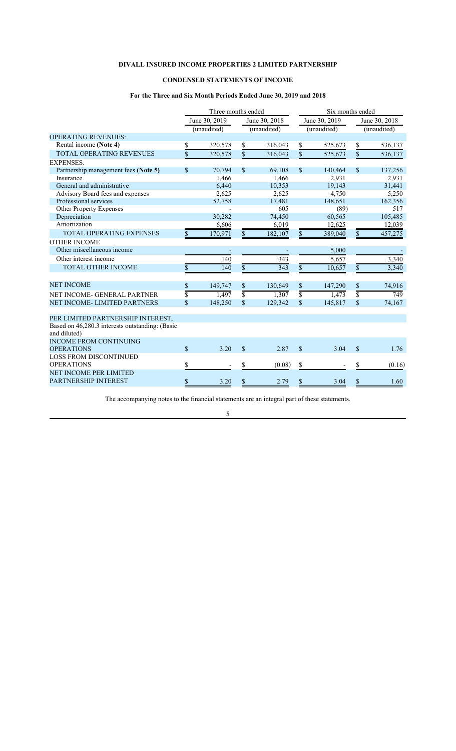# DIVALL INSURED INCOME PROPERTIES 2 LIMITED PARTNERSHIP

## CONDENSED STATEMENTS OF INCOME

### For the Three and Six Month Periods Ended June 30, 2019 and 2018

| | Three months ended | | Six months ended | |
|---|---|---|---|---|
| | June 30, 2019 (unaudited) | June 30, 2018 (unaudited) | June 30, 2019 (unaudited) | June 30, 2018 (unaudited) |
| OPERATING REVENUES: | | | | |
| Rental income **(Note 4)** | $ 320,578 | $ 316,043 | $ 525,673 | $ 536,137 |
| TOTAL OPERATING REVENUES | $ 320,578 | $ 316,043 | $ 525,673 | $ 536,137 |
| EXPENSES: | | | | |
| Partnership management fees **(Note 5)** | $ 70,794 | $ 69,108 | $ 140,464 | $ 137,256 |
| Insurance | 1,466 | 1,466 | 2,931 | 2,931 |
| General and administrative | 6,440 | 10,353 | 19,143 | 31,441 |
| Advisory Board fees and expenses | 2,625 | 2,625 | 4,750 | 5,250 |
| Professional services | 52,758 | 17,481 | 148,651 | 162,356 |
| Other Property Expenses | - | 605 | (89) | 517 |
| Depreciation | 30,282 | 74,450 | 60,565 | 105,485 |
| Amortization | 6,606 | 6,019 | 12,625 | 12,039 |
| TOTAL OPERATING EXPENSES | $ 170,971 | $ 182,107 | $ 389,040 | $ 457,275 |
| OTHER INCOME | | | | |
| Other miscellaneous income | - | - | 5,000 | - |
| Other interest income | 140 | 343 | 5,657 | 3,340 |
| TOTAL OTHER INCOME | $ 140 | $ 343 | $ 10,657 | $ 3,340 |
| NET INCOME | $ 149,747 | $ 130,649 | $ 147,290 | $ 74,916 |
| NET INCOME- GENERAL PARTNER | $ 1,497 | $ 1,307 | $ 1,473 | $ 749 |
| NET INCOME- LIMITED PARTNERS | $ 148,250 | $ 129,342 | $ 145,817 | $ 74,167 |
| PER LIMITED PARTNERSHIP INTEREST, | | | | |
| Based on 46,280.3 interests outstanding: (Basic and diluted) | | | | |
| INCOME FROM CONTINUING OPERATIONS | $ 3.20 | $ 2.87 | $ 3.04 | $ 1.76 |
| LOSS FROM DISCONTINUED OPERATIONS | $ - | $ (0.08) | $ - | $ (0.16) |
| NET INCOME PER LIMITED PARTNERSHIP INTEREST | $ 3.20 | $ 2.79 | $ 3.04 | $ 1.60 |

The accompanying notes to the financial statements are an integral part of these statements.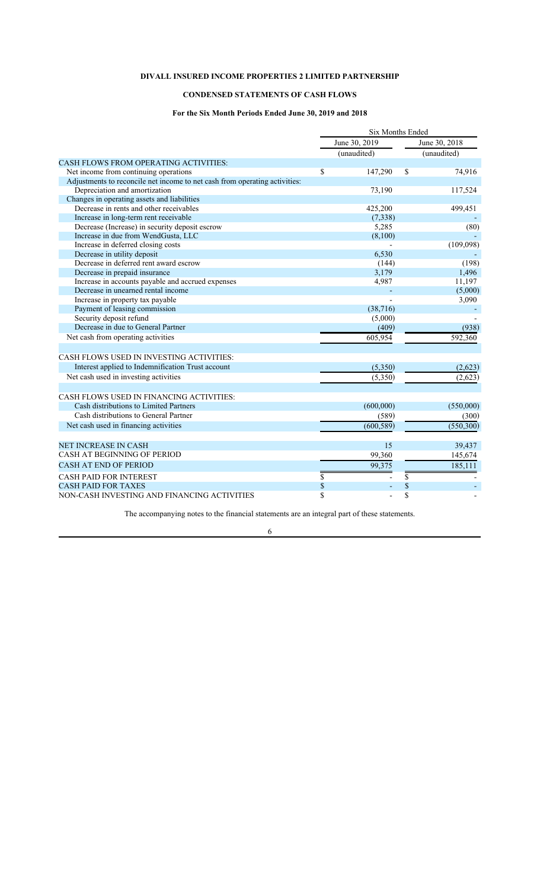**DIVALL INSURED INCOME PROPERTIES 2 LIMITED PARTNERSHIP**

**CONDENSED STATEMENTS OF CASH FLOWS**

**For the Six Month Periods Ended June 30, 2019 and 2018**

| | Six Months Ended | |
|---|---|---|
| | June 30, 2019 | June 30, 2018 |
| | (unaudited) | (unaudited) |
| CASH FLOWS FROM OPERATING ACTIVITIES: | | |
| Net income from continuing operations | $ 147,290 | $ 74,916 |
| Adjustments to reconcile net income to net cash from operating activities: | | |
| Depreciation and amortization | 73,190 | 117,524 |
| Changes in operating assets and liabilities | | |
| Decrease in rents and other receivables | 425,200 | 499,451 |
| Increase in long-term rent receivable | (7,338) | - |
| Decrease (Increase) in security deposit escrow | 5,285 | (80) |
| Increase in due from WendGusta, LLC | (8,100) | - |
| Increase in deferred closing costs | - | (109,098) |
| Decrease in utility deposit | 6,530 | - |
| Decrease in deferred rent award escrow | (144) | (198) |
| Decrease in prepaid insurance | 3,179 | 1,496 |
| Increase in accounts payable and accrued expenses | 4,987 | 11,197 |
| Decrease in unearned rental income | - | (5,000) |
| Increase in property tax payable | - | 3,090 |
| Payment of leasing commission | (38,716) | - |
| Security deposit refund | (5,000) | - |
| Decrease in due to General Partner | (409) | (938) |
| Net cash from operating activities | 605,954 | 592,360 |
| | | |
| CASH FLOWS USED IN INVESTING ACTIVITIES: | | |
| Interest applied to Indemnification Trust account | (5,350) | (2,623) |
| Net cash used in investing activities | (5,350) | (2,623) |
| | | |
| CASH FLOWS USED IN FINANCING ACTIVITIES: | | |
| Cash distributions to Limited Partners | (600,000) | (550,000) |
| Cash distributions to General Partner | (589) | (300) |
| Net cash used in financing activities | (600,589) | (550,300) |
| | | |
| NET INCREASE IN CASH | 15 | 39,437 |
| CASH AT BEGINNING OF PERIOD | 99,360 | 145,674 |
| CASH AT END OF PERIOD | 99,375 | 185,111 |
| CASH PAID FOR INTEREST | $ - | $ - |
| CASH PAID FOR TAXES | $ - | $ - |
| NON-CASH INVESTING AND FINANCING ACTIVITIES | $ - | $ - |

The accompanying notes to the financial statements are an integral part of these statements.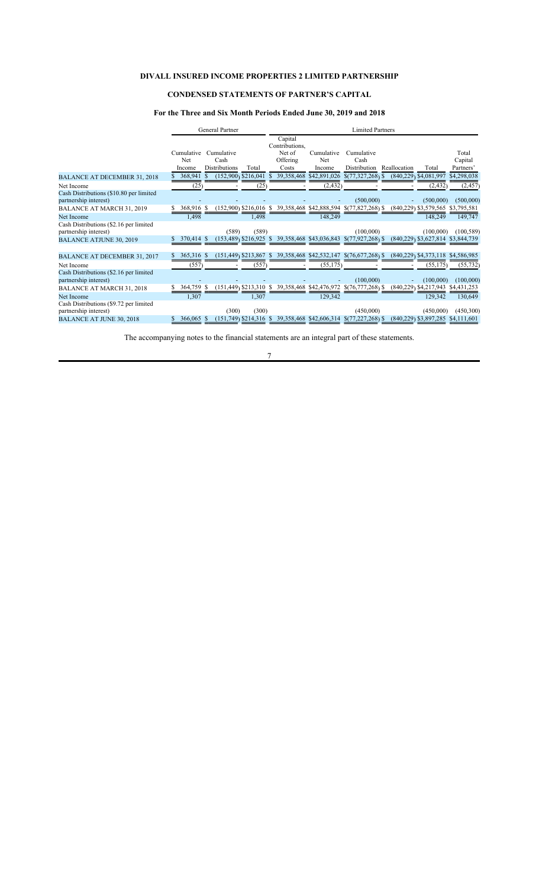# DIVALL INSURED INCOME PROPERTIES 2 LIMITED PARTNERSHIP

## CONDENSED STATEMENTS OF PARTNER'S CAPITAL

### For the Three and Six Month Periods Ended June 30, 2019 and 2018

| | General Partner | | | Limited Partners | | | | | |
|---|---|---|---|---|---|---|---|---|---|
| | Cumulative Net Income | Cumulative Cash Distributions | Total | Capital Contributions, Net of Offering Costs | Cumulative Net Income | Cumulative Cash Distribution | Reallocation | Total | Total Capital Partners' |
| BALANCE AT DECEMBER 31, 2018 | $ 368,941 | $ (152,900) | $216,041 | $ 39,358,468 | $42,891,026 | $(77,327,268) | $ (840,229) | $4,081,997 | $4,298,038 |
| Net Income | (25) | - | (25) | - | (2,432) | - | - | (2,432) | (2,457) |
| Cash Distributions ($10.80 per limited partnership interest) | - | - | - | - | - | (500,000) | - | (500,000) | (500,000) |
| BALANCE AT MARCH 31, 2019 | $ 368,916 | $ (152,900) | $216,016 | $ 39,358,468 | $42,888,594 | $(77,827,268) | $ (840,229) | $3,579,565 | $3,795,581 |
| Net Income | 1,498 | | 1,498 | | 148,249 | | | 148,249 | 149,747 |
| Cash Distributions ($2.16 per limited partnership interest) | | (589) | (589) | | | (100,000) | | (100,000) | (100,589) |
| BALANCE ATJUNE 30, 2019 | $ 370,414 | $ (153,489) | $216,925 | $ 39,358,468 | $43,036,843 | $(77,927,268) | $ (840,229) | $3,627,814 | $3,844,739 |
| | | | | | | | | | |
| BALANCE AT DECEMBER 31, 2017 | $ 365,316 | $ (151,449) | $213,867 | $ 39,358,468 | $42,532,147 | $(76,677,268) | $ (840,229) | $4,373,118 | $4,586,985 |
| Net Income | (557) | - | (557) | - | (55,175) | - | - | (55,175) | (55,732) |
| Cash Distributions ($2.16 per limited partnership interest) | - | - | - | - | - | (100,000) | - | (100,000) | (100,000) |
| BALANCE AT MARCH 31, 2018 | $ 364,759 | $ (151,449) | $213,310 | $ 39,358,468 | $42,476,972 | $(76,777,268) | $ (840,229) | $4,217,943 | $4,431,253 |
| Net Income | 1,307 | | 1,307 | | 129,342 | | | 129,342 | 130,649 |
| Cash Distributions ($9.72 per limited partnership interest) | | (300) | (300) | | | (450,000) | | (450,000) | (450,300) |
| BALANCE AT JUNE 30, 2018 | $ 366,065 | $ (151,749) | $214,316 | $ 39,358,468 | $42,606,314 | $(77,227,268) | $ (840,229) | $3,897,285 | $4,111,601 |

The accompanying notes to the financial statements are an integral part of these statements.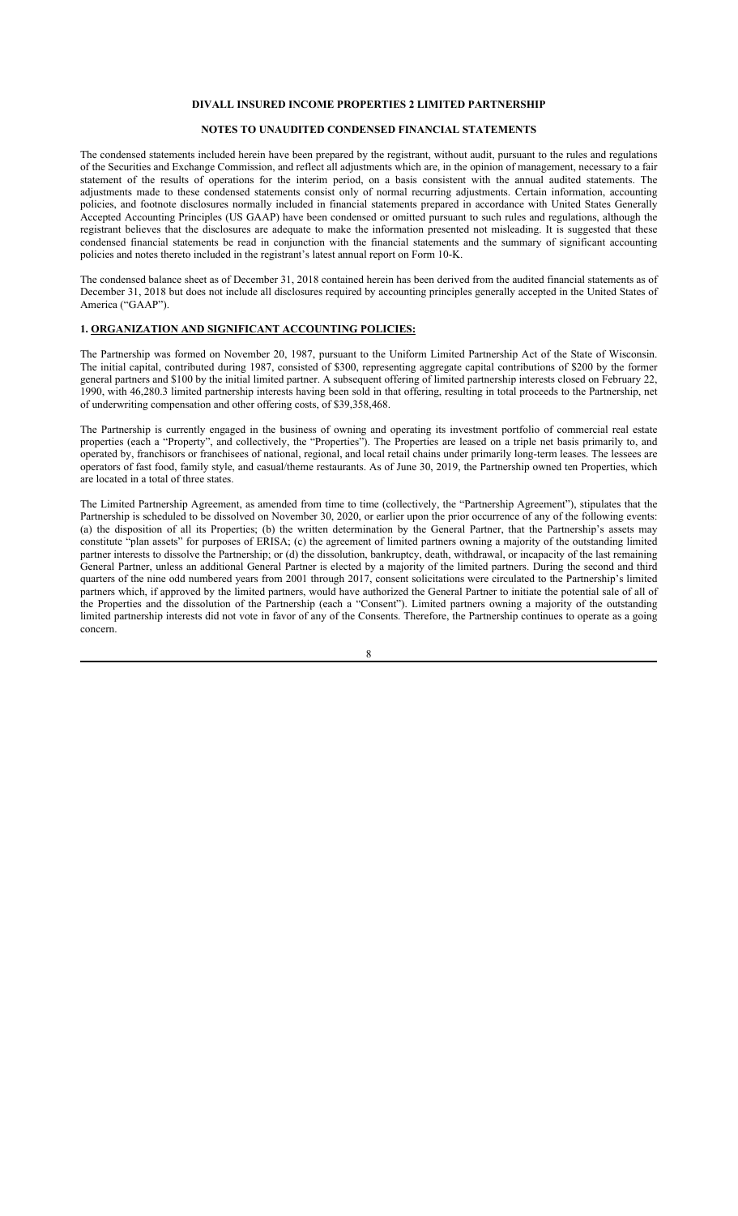**DIVALL INSURED INCOME PROPERTIES 2 LIMITED PARTNERSHIP**

**NOTES TO UNAUDITED CONDENSED FINANCIAL STATEMENTS**

The condensed statements included herein have been prepared by the registrant, without audit, pursuant to the rules and regulations of the Securities and Exchange Commission, and reflect all adjustments which are, in the opinion of management, necessary to a fair statement of the results of operations for the interim period, on a basis consistent with the annual audited statements. The adjustments made to these condensed statements consist only of normal recurring adjustments. Certain information, accounting policies, and footnote disclosures normally included in financial statements prepared in accordance with United States Generally Accepted Accounting Principles (US GAAP) have been condensed or omitted pursuant to such rules and regulations, although the registrant believes that the disclosures are adequate to make the information presented not misleading. It is suggested that these condensed financial statements be read in conjunction with the financial statements and the summary of significant accounting policies and notes thereto included in the registrant's latest annual report on Form 10-K.

The condensed balance sheet as of December 31, 2018 contained herein has been derived from the audited financial statements as of December 31, 2018 but does not include all disclosures required by accounting principles generally accepted in the United States of America ("GAAP").

**1. ORGANIZATION AND SIGNIFICANT ACCOUNTING POLICIES:**

The Partnership was formed on November 20, 1987, pursuant to the Uniform Limited Partnership Act of the State of Wisconsin. The initial capital, contributed during 1987, consisted of $300, representing aggregate capital contributions of $200 by the former general partners and $100 by the initial limited partner. A subsequent offering of limited partnership interests closed on February 22, 1990, with 46,280.3 limited partnership interests having been sold in that offering, resulting in total proceeds to the Partnership, net of underwriting compensation and other offering costs, of $39,358,468.

The Partnership is currently engaged in the business of owning and operating its investment portfolio of commercial real estate properties (each a "Property", and collectively, the "Properties"). The Properties are leased on a triple net basis primarily to, and operated by, franchisors or franchisees of national, regional, and local retail chains under primarily long-term leases. The lessees are operators of fast food, family style, and casual/theme restaurants. As of June 30, 2019, the Partnership owned ten Properties, which are located in a total of three states.

The Limited Partnership Agreement, as amended from time to time (collectively, the "Partnership Agreement"), stipulates that the Partnership is scheduled to be dissolved on November 30, 2020, or earlier upon the prior occurrence of any of the following events: (a) the disposition of all its Properties; (b) the written determination by the General Partner, that the Partnership's assets may constitute "plan assets" for purposes of ERISA; (c) the agreement of limited partners owning a majority of the outstanding limited partner interests to dissolve the Partnership; or (d) the dissolution, bankruptcy, death, withdrawal, or incapacity of the last remaining General Partner, unless an additional General Partner is elected by a majority of the limited partners. During the second and third quarters of the nine odd numbered years from 2001 through 2017, consent solicitations were circulated to the Partnership's limited partners which, if approved by the limited partners, would have authorized the General Partner to initiate the potential sale of all of the Properties and the dissolution of the Partnership (each a "Consent"). Limited partners owning a majority of the outstanding limited partnership interests did not vote in favor of any of the Consents. Therefore, the Partnership continues to operate as a going concern.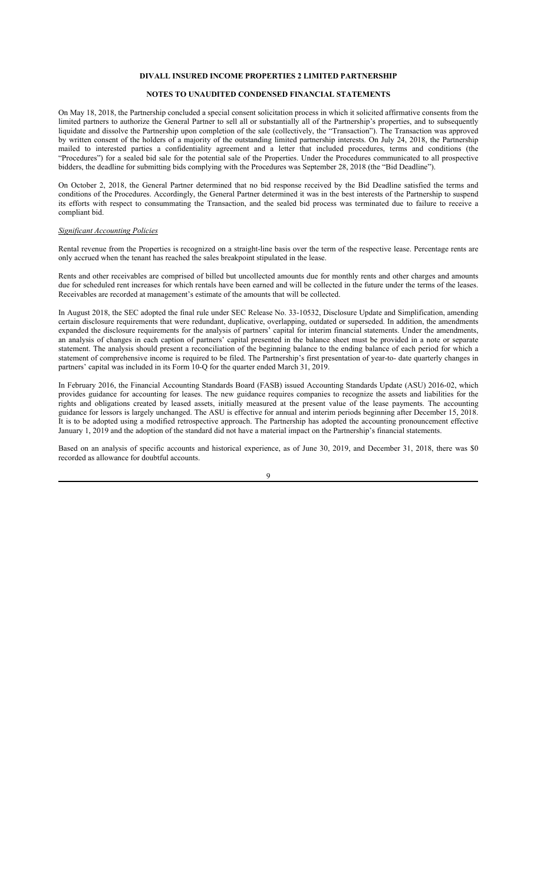**DIVALL INSURED INCOME PROPERTIES 2 LIMITED PARTNERSHIP**

**NOTES TO UNAUDITED CONDENSED FINANCIAL STATEMENTS**

On May 18, 2018, the Partnership concluded a special consent solicitation process in which it solicited affirmative consents from the limited partners to authorize the General Partner to sell all or substantially all of the Partnership's properties, and to subsequently liquidate and dissolve the Partnership upon completion of the sale (collectively, the "Transaction"). The Transaction was approved by written consent of the holders of a majority of the outstanding limited partnership interests. On July 24, 2018, the Partnership mailed to interested parties a confidentiality agreement and a letter that included procedures, terms and conditions (the "Procedures") for a sealed bid sale for the potential sale of the Properties. Under the Procedures communicated to all prospective bidders, the deadline for submitting bids complying with the Procedures was September 28, 2018 (the "Bid Deadline").

On October 2, 2018, the General Partner determined that no bid response received by the Bid Deadline satisfied the terms and conditions of the Procedures. Accordingly, the General Partner determined it was in the best interests of the Partnership to suspend its efforts with respect to consummating the Transaction, and the sealed bid process was terminated due to failure to receive a compliant bid.

*Significant Accounting Policies*

Rental revenue from the Properties is recognized on a straight-line basis over the term of the respective lease. Percentage rents are only accrued when the tenant has reached the sales breakpoint stipulated in the lease.

Rents and other receivables are comprised of billed but uncollected amounts due for monthly rents and other charges and amounts due for scheduled rent increases for which rentals have been earned and will be collected in the future under the terms of the leases. Receivables are recorded at management's estimate of the amounts that will be collected.

In August 2018, the SEC adopted the final rule under SEC Release No. 33-10532, Disclosure Update and Simplification, amending certain disclosure requirements that were redundant, duplicative, overlapping, outdated or superseded. In addition, the amendments expanded the disclosure requirements for the analysis of partners' capital for interim financial statements. Under the amendments, an analysis of changes in each caption of partners' capital presented in the balance sheet must be provided in a note or separate statement. The analysis should present a reconciliation of the beginning balance to the ending balance of each period for which a statement of comprehensive income is required to be filed. The Partnership's first presentation of year-to- date quarterly changes in partners' capital was included in its Form 10-Q for the quarter ended March 31, 2019.

In February 2016, the Financial Accounting Standards Board (FASB) issued Accounting Standards Update (ASU) 2016-02, which provides guidance for accounting for leases. The new guidance requires companies to recognize the assets and liabilities for the rights and obligations created by leased assets, initially measured at the present value of the lease payments. The accounting guidance for lessors is largely unchanged. The ASU is effective for annual and interim periods beginning after December 15, 2018. It is to be adopted using a modified retrospective approach. The Partnership has adopted the accounting pronouncement effective January 1, 2019 and the adoption of the standard did not have a material impact on the Partnership's financial statements.

Based on an analysis of specific accounts and historical experience, as of June 30, 2019, and December 31, 2018, there was $0 recorded as allowance for doubtful accounts.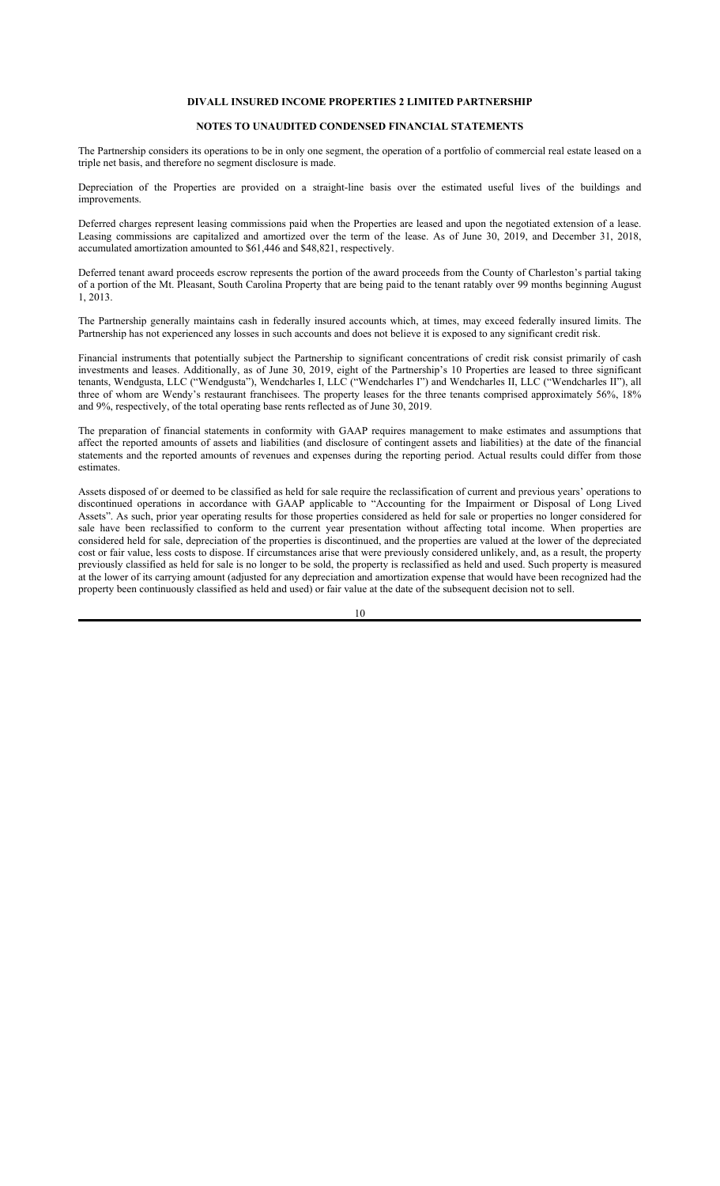**DIVALL INSURED INCOME PROPERTIES 2 LIMITED PARTNERSHIP**

**NOTES TO UNAUDITED CONDENSED FINANCIAL STATEMENTS**

The Partnership considers its operations to be in only one segment, the operation of a portfolio of commercial real estate leased on a triple net basis, and therefore no segment disclosure is made.

Depreciation of the Properties are provided on a straight-line basis over the estimated useful lives of the buildings and improvements.

Deferred charges represent leasing commissions paid when the Properties are leased and upon the negotiated extension of a lease. Leasing commissions are capitalized and amortized over the term of the lease. As of June 30, 2019, and December 31, 2018, accumulated amortization amounted to $61,446 and $48,821, respectively.

Deferred tenant award proceeds escrow represents the portion of the award proceeds from the County of Charleston's partial taking of a portion of the Mt. Pleasant, South Carolina Property that are being paid to the tenant ratably over 99 months beginning August 1, 2013.

The Partnership generally maintains cash in federally insured accounts which, at times, may exceed federally insured limits. The Partnership has not experienced any losses in such accounts and does not believe it is exposed to any significant credit risk.

Financial instruments that potentially subject the Partnership to significant concentrations of credit risk consist primarily of cash investments and leases. Additionally, as of June 30, 2019, eight of the Partnership's 10 Properties are leased to three significant tenants, Wendgusta, LLC ("Wendgusta"), Wendcharles I, LLC ("Wendcharles I") and Wendcharles II, LLC ("Wendcharles II"), all three of whom are Wendy's restaurant franchisees. The property leases for the three tenants comprised approximately 56%, 18% and 9%, respectively, of the total operating base rents reflected as of June 30, 2019.

The preparation of financial statements in conformity with GAAP requires management to make estimates and assumptions that affect the reported amounts of assets and liabilities (and disclosure of contingent assets and liabilities) at the date of the financial statements and the reported amounts of revenues and expenses during the reporting period. Actual results could differ from those estimates.

Assets disposed of or deemed to be classified as held for sale require the reclassification of current and previous years' operations to discontinued operations in accordance with GAAP applicable to "Accounting for the Impairment or Disposal of Long Lived Assets". As such, prior year operating results for those properties considered as held for sale or properties no longer considered for sale have been reclassified to conform to the current year presentation without affecting total income. When properties are considered held for sale, depreciation of the properties is discontinued, and the properties are valued at the lower of the depreciated cost or fair value, less costs to dispose. If circumstances arise that were previously considered unlikely, and, as a result, the property previously classified as held for sale is no longer to be sold, the property is reclassified as held and used. Such property is measured at the lower of its carrying amount (adjusted for any depreciation and amortization expense that would have been recognized had the property been continuously classified as held and used) or fair value at the date of the subsequent decision not to sell.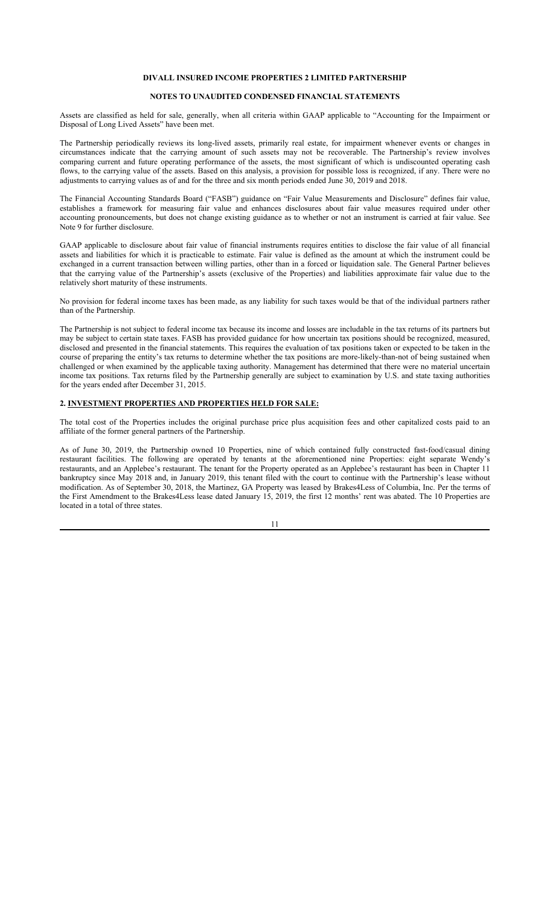**DIVALL INSURED INCOME PROPERTIES 2 LIMITED PARTNERSHIP**

**NOTES TO UNAUDITED CONDENSED FINANCIAL STATEMENTS**

Assets are classified as held for sale, generally, when all criteria within GAAP applicable to "Accounting for the Impairment or Disposal of Long Lived Assets" have been met.

The Partnership periodically reviews its long-lived assets, primarily real estate, for impairment whenever events or changes in circumstances indicate that the carrying amount of such assets may not be recoverable. The Partnership's review involves comparing current and future operating performance of the assets, the most significant of which is undiscounted operating cash flows, to the carrying value of the assets. Based on this analysis, a provision for possible loss is recognized, if any. There were no adjustments to carrying values as of and for the three and six month periods ended June 30, 2019 and 2018.

The Financial Accounting Standards Board ("FASB") guidance on "Fair Value Measurements and Disclosure" defines fair value, establishes a framework for measuring fair value and enhances disclosures about fair value measures required under other accounting pronouncements, but does not change existing guidance as to whether or not an instrument is carried at fair value. See Note 9 for further disclosure.

GAAP applicable to disclosure about fair value of financial instruments requires entities to disclose the fair value of all financial assets and liabilities for which it is practicable to estimate. Fair value is defined as the amount at which the instrument could be exchanged in a current transaction between willing parties, other than in a forced or liquidation sale. The General Partner believes that the carrying value of the Partnership's assets (exclusive of the Properties) and liabilities approximate fair value due to the relatively short maturity of these instruments.

No provision for federal income taxes has been made, as any liability for such taxes would be that of the individual partners rather than of the Partnership.

The Partnership is not subject to federal income tax because its income and losses are includable in the tax returns of its partners but may be subject to certain state taxes. FASB has provided guidance for how uncertain tax positions should be recognized, measured, disclosed and presented in the financial statements. This requires the evaluation of tax positions taken or expected to be taken in the course of preparing the entity's tax returns to determine whether the tax positions are more-likely-than-not of being sustained when challenged or when examined by the applicable taxing authority. Management has determined that there were no material uncertain income tax positions. Tax returns filed by the Partnership generally are subject to examination by U.S. and state taxing authorities for the years ended after December 31, 2015.

## 2. INVESTMENT PROPERTIES AND PROPERTIES HELD FOR SALE:

The total cost of the Properties includes the original purchase price plus acquisition fees and other capitalized costs paid to an affiliate of the former general partners of the Partnership.

As of June 30, 2019, the Partnership owned 10 Properties, nine of which contained fully constructed fast-food/casual dining restaurant facilities. The following are operated by tenants at the aforementioned nine Properties: eight separate Wendy's restaurants, and an Applebee's restaurant. The tenant for the Property operated as an Applebee's restaurant has been in Chapter 11 bankruptcy since May 2018 and, in January 2019, this tenant filed with the court to continue with the Partnership's lease without modification. As of September 30, 2018, the Martinez, GA Property was leased by Brakes4Less of Columbia, Inc. Per the terms of the First Amendment to the Brakes4Less lease dated January 15, 2019, the first 12 months' rent was abated. The 10 Properties are located in a total of three states.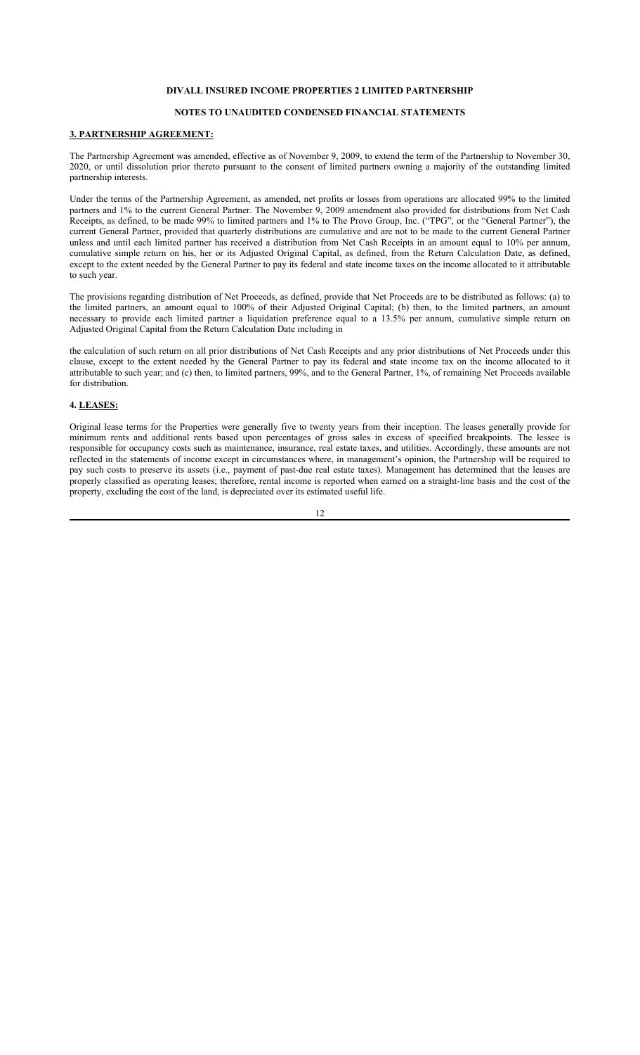**DIVALL INSURED INCOME PROPERTIES 2 LIMITED PARTNERSHIP**

**NOTES TO UNAUDITED CONDENSED FINANCIAL STATEMENTS**

**3. PARTNERSHIP AGREEMENT:**

The Partnership Agreement was amended, effective as of November 9, 2009, to extend the term of the Partnership to November 30, 2020, or until dissolution prior thereto pursuant to the consent of limited partners owning a majority of the outstanding limited partnership interests.

Under the terms of the Partnership Agreement, as amended, net profits or losses from operations are allocated 99% to the limited partners and 1% to the current General Partner. The November 9, 2009 amendment also provided for distributions from Net Cash Receipts, as defined, to be made 99% to limited partners and 1% to The Provo Group, Inc. ("TPG", or the "General Partner"), the current General Partner, provided that quarterly distributions are cumulative and are not to be made to the current General Partner unless and until each limited partner has received a distribution from Net Cash Receipts in an amount equal to 10% per annum, cumulative simple return on his, her or its Adjusted Original Capital, as defined, from the Return Calculation Date, as defined, except to the extent needed by the General Partner to pay its federal and state income taxes on the income allocated to it attributable to such year.

The provisions regarding distribution of Net Proceeds, as defined, provide that Net Proceeds are to be distributed as follows: (a) to the limited partners, an amount equal to 100% of their Adjusted Original Capital; (b) then, to the limited partners, an amount necessary to provide each limited partner a liquidation preference equal to a 13.5% per annum, cumulative simple return on Adjusted Original Capital from the Return Calculation Date including in the calculation of such return on all prior distributions of Net Cash Receipts and any prior distributions of Net Proceeds under this clause, except to the extent needed by the General Partner to pay its federal and state income tax on the income allocated to it attributable to such year; and (c) then, to limited partners, 99%, and to the General Partner, 1%, of remaining Net Proceeds available for distribution.

**4. LEASES:**

Original lease terms for the Properties were generally five to twenty years from their inception. The leases generally provide for minimum rents and additional rents based upon percentages of gross sales in excess of specified breakpoints. The lessee is responsible for occupancy costs such as maintenance, insurance, real estate taxes, and utilities. Accordingly, these amounts are not reflected in the statements of income except in circumstances where, in management's opinion, the Partnership will be required to pay such costs to preserve its assets (i.e., payment of past-due real estate taxes). Management has determined that the leases are properly classified as operating leases; therefore, rental income is reported when earned on a straight-line basis and the cost of the property, excluding the cost of the land, is depreciated over its estimated useful life.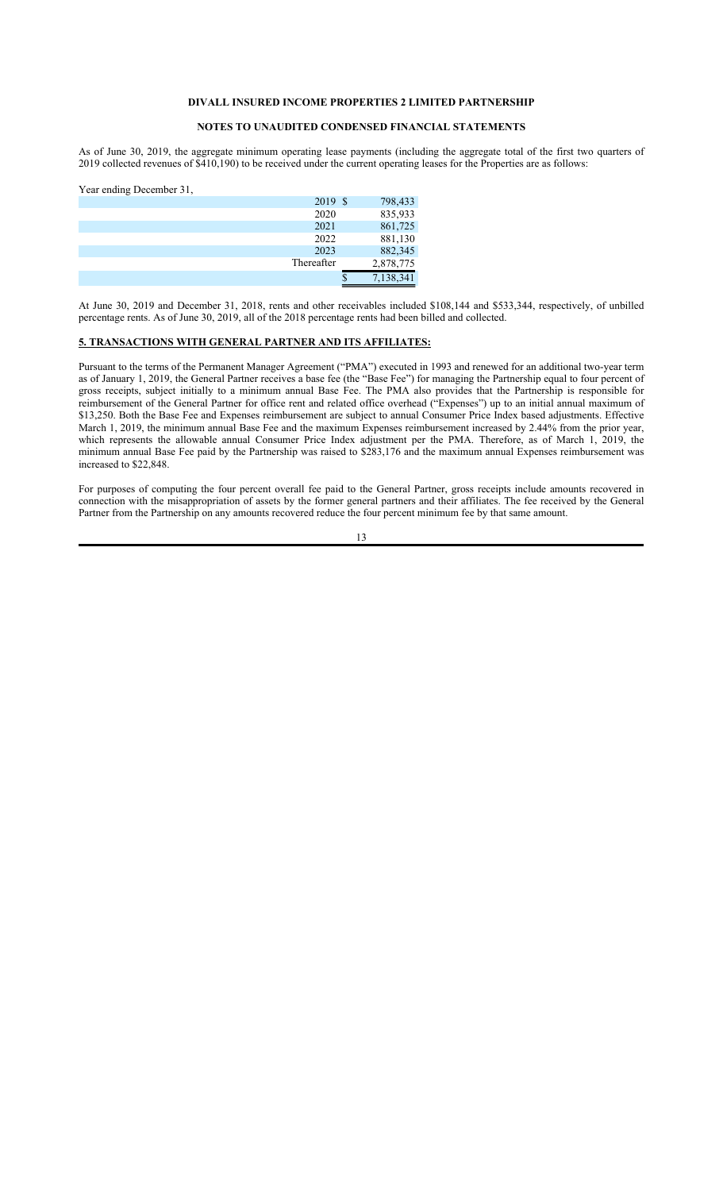**DIVALL INSURED INCOME PROPERTIES 2 LIMITED PARTNERSHIP**

**NOTES TO UNAUDITED CONDENSED FINANCIAL STATEMENTS**

As of June 30, 2019, the aggregate minimum operating lease payments (including the aggregate total of the first two quarters of 2019 collected revenues of $410,190) to be received under the current operating leases for the Properties are as follows:

| Year ending December 31, | | |
|---|---|---|
| 2019 | $ | 798,433 |
| 2020 | | 835,933 |
| 2021 | | 861,725 |
| 2022 | | 881,130 |
| 2023 | | 882,345 |
| Thereafter | | 2,878,775 |
| | $ | 7,138,341 |

At June 30, 2019 and December 31, 2018, rents and other receivables included $108,144 and $533,344, respectively, of unbilled percentage rents. As of June 30, 2019, all of the 2018 percentage rents had been billed and collected.

**5. TRANSACTIONS WITH GENERAL PARTNER AND ITS AFFILIATES:**

Pursuant to the terms of the Permanent Manager Agreement ("PMA") executed in 1993 and renewed for an additional two-year term as of January 1, 2019, the General Partner receives a base fee (the "Base Fee") for managing the Partnership equal to four percent of gross receipts, subject initially to a minimum annual Base Fee. The PMA also provides that the Partnership is responsible for reimbursement of the General Partner for office rent and related office overhead ("Expenses") up to an initial annual maximum of $13,250. Both the Base Fee and Expenses reimbursement are subject to annual Consumer Price Index based adjustments. Effective March 1, 2019, the minimum annual Base Fee and the maximum Expenses reimbursement increased by 2.44% from the prior year, which represents the allowable annual Consumer Price Index adjustment per the PMA. Therefore, as of March 1, 2019, the minimum annual Base Fee paid by the Partnership was raised to $283,176 and the maximum annual Expenses reimbursement was increased to $22,848.

For purposes of computing the four percent overall fee paid to the General Partner, gross receipts include amounts recovered in connection with the misappropriation of assets by the former general partners and their affiliates. The fee received by the General Partner from the Partnership on any amounts recovered reduce the four percent minimum fee by that same amount.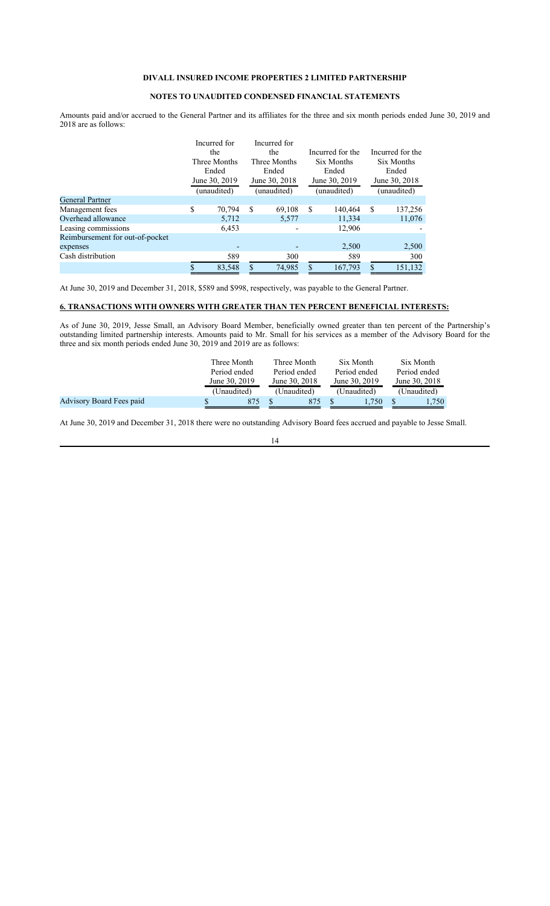**DIVALL INSURED INCOME PROPERTIES 2 LIMITED PARTNERSHIP**

**NOTES TO UNAUDITED CONDENSED FINANCIAL STATEMENTS**

Amounts paid and/or accrued to the General Partner and its affiliates for the three and six month periods ended June 30, 2019 and 2018 are as follows:

| | Incurred for the Three Months Ended June 30, 2019 (unaudited) | Incurred for the Three Months Ended June 30, 2018 (unaudited) | Incurred for the Six Months Ended June 30, 2019 (unaudited) | Incurred for the Six Months Ended June 30, 2018 (unaudited) |
|---|---|---|---|---|
| General Partner | | | | |
| Management fees | $ 70,794 | $ 69,108 | $ 140,464 | $ 137,256 |
| Overhead allowance | 5,712 | 5,577 | 11,334 | 11,076 |
| Leasing commissions | 6,453 | - | 12,906 | - |
| Reimbursement for out-of-pocket expenses | - | - | 2,500 | 2,500 |
| Cash distribution | 589 | 300 | 589 | 300 |
| | $ 83,548 | $ 74,985 | $ 167,793 | $ 151,132 |

At June 30, 2019 and December 31, 2018, $589 and $998, respectively, was payable to the General Partner.

## 6. TRANSACTIONS WITH OWNERS WITH GREATER THAN TEN PERCENT BENEFICIAL INTERESTS:

As of June 30, 2019, Jesse Small, an Advisory Board Member, beneficially owned greater than ten percent of the Partnership's outstanding limited partnership interests. Amounts paid to Mr. Small for his services as a member of the Advisory Board for the three and six month periods ended June 30, 2019 and 2019 are as follows:

| | Three Month Period ended June 30, 2019 (Unaudited) | Three Month Period ended June 30, 2018 (Unaudited) | Six Month Period ended June 30, 2019 (Unaudited) | Six Month Period ended June 30, 2018 (Unaudited) |
|---|---|---|---|---|
| Advisory Board Fees paid | $ 875 | $ 875 | $ 1,750 | $ 1,750 |

At June 30, 2019 and December 31, 2018 there were no outstanding Advisory Board fees accrued and payable to Jesse Small.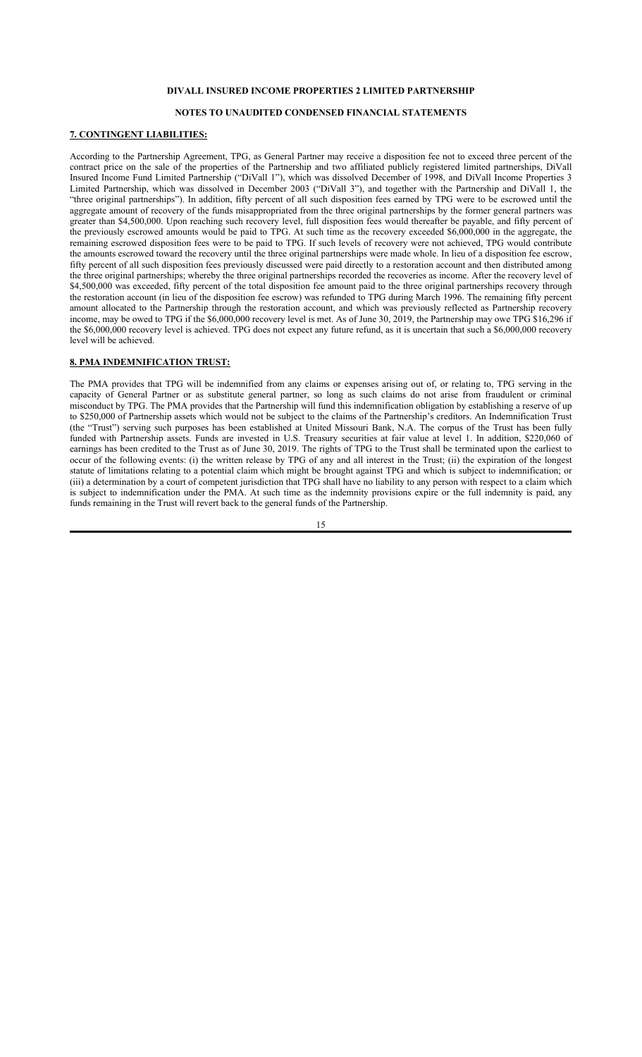**DIVALL INSURED INCOME PROPERTIES 2 LIMITED PARTNERSHIP**

**NOTES TO UNAUDITED CONDENSED FINANCIAL STATEMENTS**

**7. CONTINGENT LIABILITIES:**

According to the Partnership Agreement, TPG, as General Partner may receive a disposition fee not to exceed three percent of the contract price on the sale of the properties of the Partnership and two affiliated publicly registered limited partnerships, DiVall Insured Income Fund Limited Partnership ("DiVall 1"), which was dissolved December of 1998, and DiVall Income Properties 3 Limited Partnership, which was dissolved in December 2003 ("DiVall 3"), and together with the Partnership and DiVall 1, the "three original partnerships"). In addition, fifty percent of all such disposition fees earned by TPG were to be escrowed until the aggregate amount of recovery of the funds misappropriated from the three original partnerships by the former general partners was greater than \$4,500,000. Upon reaching such recovery level, full disposition fees would thereafter be payable, and fifty percent of the previously escrowed amounts would be paid to TPG. At such time as the recovery exceeded \$6,000,000 in the aggregate, the remaining escrowed disposition fees were to be paid to TPG. If such levels of recovery were not achieved, TPG would contribute the amounts escrowed toward the recovery until the three original partnerships were made whole. In lieu of a disposition fee escrow, fifty percent of all such disposition fees previously discussed were paid directly to a restoration account and then distributed among the three original partnerships; whereby the three original partnerships recorded the recoveries as income. After the recovery level of \$4,500,000 was exceeded, fifty percent of the total disposition fee amount paid to the three original partnerships recovery through the restoration account (in lieu of the disposition fee escrow) was refunded to TPG during March 1996. The remaining fifty percent amount allocated to the Partnership through the restoration account, and which was previously reflected as Partnership recovery income, may be owed to TPG if the \$6,000,000 recovery level is met. As of June 30, 2019, the Partnership may owe TPG \$16,296 if the \$6,000,000 recovery level is achieved. TPG does not expect any future refund, as it is uncertain that such a \$6,000,000 recovery level will be achieved.

**8. PMA INDEMNIFICATION TRUST:**

The PMA provides that TPG will be indemnified from any claims or expenses arising out of, or relating to, TPG serving in the capacity of General Partner or as substitute general partner, so long as such claims do not arise from fraudulent or criminal misconduct by TPG. The PMA provides that the Partnership will fund this indemnification obligation by establishing a reserve of up to \$250,000 of Partnership assets which would not be subject to the claims of the Partnership's creditors. An Indemnification Trust (the "Trust") serving such purposes has been established at United Missouri Bank, N.A. The corpus of the Trust has been fully funded with Partnership assets. Funds are invested in U.S. Treasury securities at fair value at level 1. In addition, \$220,060 of earnings has been credited to the Trust as of June 30, 2019. The rights of TPG to the Trust shall be terminated upon the earliest to occur of the following events: (i) the written release by TPG of any and all interest in the Trust; (ii) the expiration of the longest statute of limitations relating to a potential claim which might be brought against TPG and which is subject to indemnification; or (iii) a determination by a court of competent jurisdiction that TPG shall have no liability to any person with respect to a claim which is subject to indemnification under the PMA. At such time as the indemnity provisions expire or the full indemnity is paid, any funds remaining in the Trust will revert back to the general funds of the Partnership.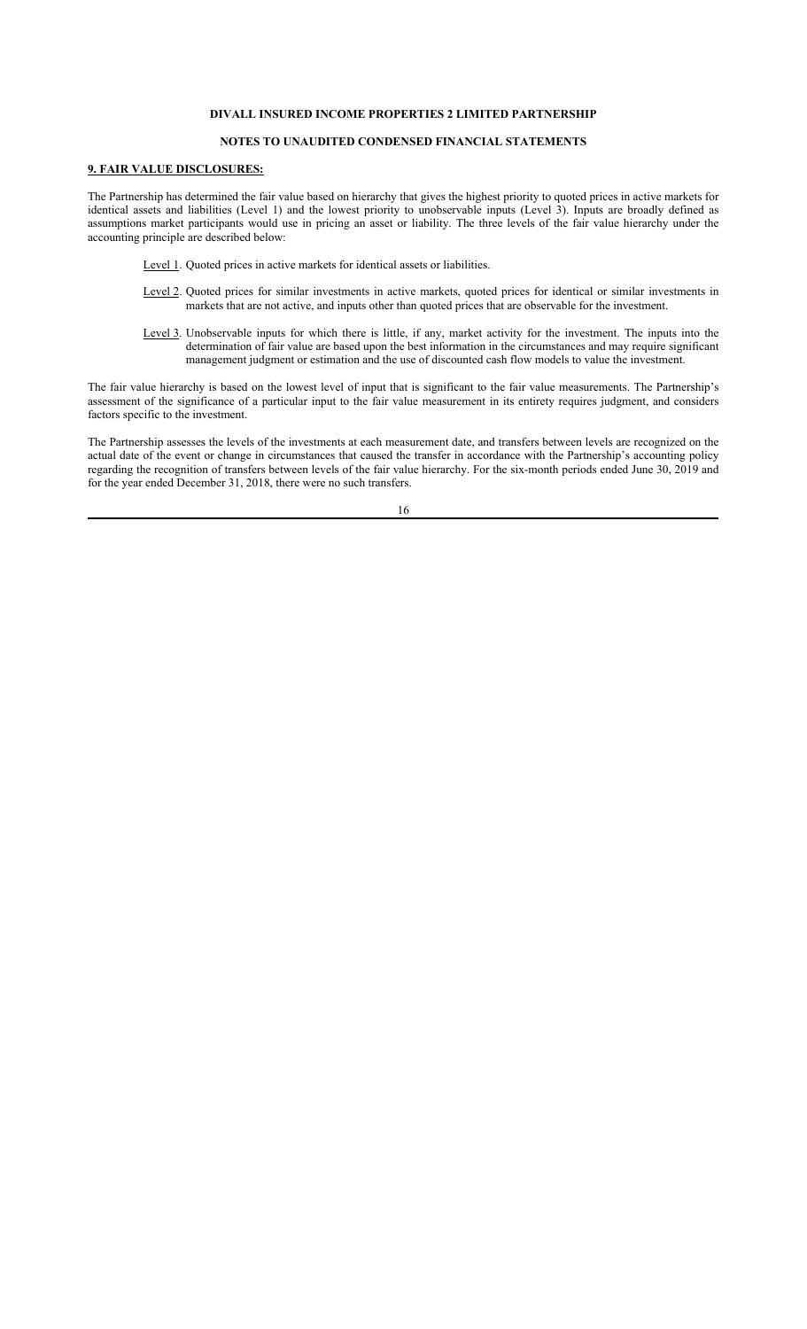**DIVALL INSURED INCOME PROPERTIES 2 LIMITED PARTNERSHIP**

**NOTES TO UNAUDITED CONDENSED FINANCIAL STATEMENTS**

**9. FAIR VALUE DISCLOSURES:**

The Partnership has determined the fair value based on hierarchy that gives the highest priority to quoted prices in active markets for identical assets and liabilities (Level 1) and the lowest priority to unobservable inputs (Level 3). Inputs are broadly defined as assumptions market participants would use in pricing an asset or liability. The three levels of the fair value hierarchy under the accounting principle are described below:

- Level 1. Quoted prices in active markets for identical assets or liabilities.
- Level 2. Quoted prices for similar investments in active markets, quoted prices for identical or similar investments in markets that are not active, and inputs other than quoted prices that are observable for the investment.
- Level 3. Unobservable inputs for which there is little, if any, market activity for the investment. The inputs into the determination of fair value are based upon the best information in the circumstances and may require significant management judgment or estimation and the use of discounted cash flow models to value the investment.

The fair value hierarchy is based on the lowest level of input that is significant to the fair value measurements. The Partnership's assessment of the significance of a particular input to the fair value measurement in its entirety requires judgment, and considers factors specific to the investment.

The Partnership assesses the levels of the investments at each measurement date, and transfers between levels are recognized on the actual date of the event or change in circumstances that caused the transfer in accordance with the Partnership's accounting policy regarding the recognition of transfers between levels of the fair value hierarchy. For the six-month periods ended June 30, 2019 and for the year ended December 31, 2018, there were no such transfers.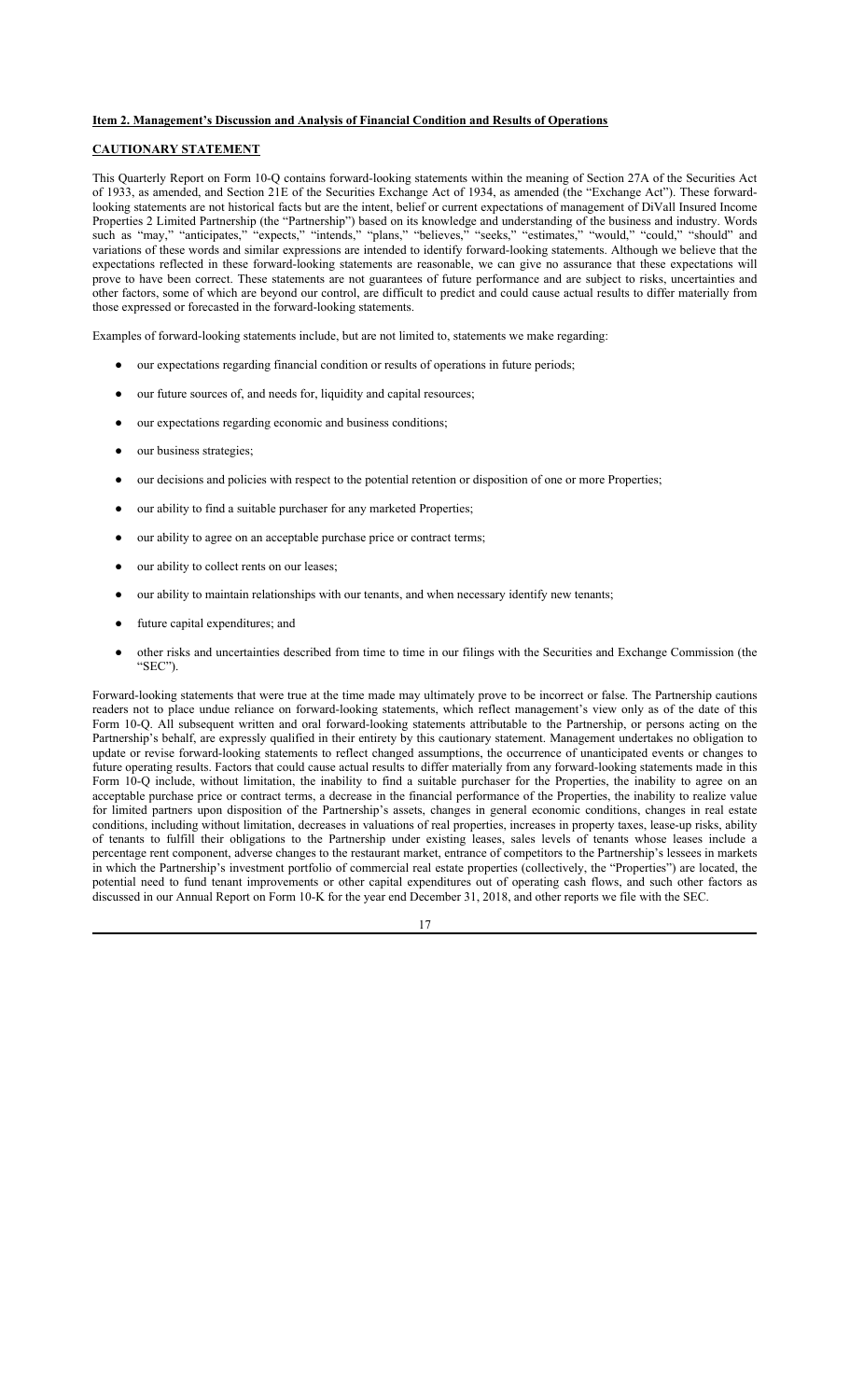**Item 2. Management's Discussion and Analysis of Financial Condition and Results of Operations**

**CAUTIONARY STATEMENT**

This Quarterly Report on Form 10-Q contains forward-looking statements within the meaning of Section 27A of the Securities Act of 1933, as amended, and Section 21E of the Securities Exchange Act of 1934, as amended (the "Exchange Act"). These forward-looking statements are not historical facts but are the intent, belief or current expectations of management of DiVall Insured Income Properties 2 Limited Partnership (the "Partnership") based on its knowledge and understanding of the business and industry. Words such as "may," "anticipates," "expects," "intends," "plans," "believes," "seeks," "estimates," "would," "could," "should" and variations of these words and similar expressions are intended to identify forward-looking statements. Although we believe that the expectations reflected in these forward-looking statements are reasonable, we can give no assurance that these expectations will prove to have been correct. These statements are not guarantees of future performance and are subject to risks, uncertainties and other factors, some of which are beyond our control, are difficult to predict and could cause actual results to differ materially from those expressed or forecasted in the forward-looking statements.

Examples of forward-looking statements include, but are not limited to, statements we make regarding:

- our expectations regarding financial condition or results of operations in future periods;
- our future sources of, and needs for, liquidity and capital resources;
- our expectations regarding economic and business conditions;
- our business strategies;
- our decisions and policies with respect to the potential retention or disposition of one or more Properties;
- our ability to find a suitable purchaser for any marketed Properties;
- our ability to agree on an acceptable purchase price or contract terms;
- our ability to collect rents on our leases;
- our ability to maintain relationships with our tenants, and when necessary identify new tenants;
- future capital expenditures; and
- other risks and uncertainties described from time to time in our filings with the Securities and Exchange Commission (the "SEC").

Forward-looking statements that were true at the time made may ultimately prove to be incorrect or false. The Partnership cautions readers not to place undue reliance on forward-looking statements, which reflect management's view only as of the date of this Form 10-Q. All subsequent written and oral forward-looking statements attributable to the Partnership, or persons acting on the Partnership's behalf, are expressly qualified in their entirety by this cautionary statement. Management undertakes no obligation to update or revise forward-looking statements to reflect changed assumptions, the occurrence of unanticipated events or changes to future operating results. Factors that could cause actual results to differ materially from any forward-looking statements made in this Form 10-Q include, without limitation, the inability to find a suitable purchaser for the Properties, the inability to agree on an acceptable purchase price or contract terms, a decrease in the financial performance of the Properties, the inability to realize value for limited partners upon disposition of the Partnership's assets, changes in general economic conditions, changes in real estate conditions, including without limitation, decreases in valuations of real properties, increases in property taxes, lease-up risks, ability of tenants to fulfill their obligations to the Partnership under existing leases, sales levels of tenants whose leases include a percentage rent component, adverse changes to the restaurant market, entrance of competitors to the Partnership's lessees in markets in which the Partnership's investment portfolio of commercial real estate properties (collectively, the "Properties") are located, the potential need to fund tenant improvements or other capital expenditures out of operating cash flows, and such other factors as discussed in our Annual Report on Form 10-K for the year end December 31, 2018, and other reports we file with the SEC.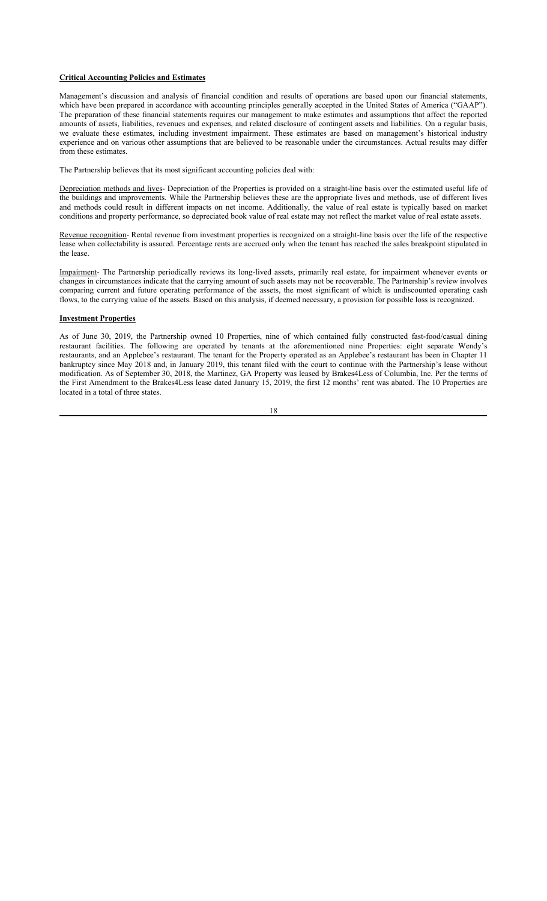**Critical Accounting Policies and Estimates**

Management's discussion and analysis of financial condition and results of operations are based upon our financial statements, which have been prepared in accordance with accounting principles generally accepted in the United States of America ("GAAP"). The preparation of these financial statements requires our management to make estimates and assumptions that affect the reported amounts of assets, liabilities, revenues and expenses, and related disclosure of contingent assets and liabilities. On a regular basis, we evaluate these estimates, including investment impairment. These estimates are based on management's historical industry experience and on various other assumptions that are believed to be reasonable under the circumstances. Actual results may differ from these estimates.

The Partnership believes that its most significant accounting policies deal with:

Depreciation methods and lives- Depreciation of the Properties is provided on a straight-line basis over the estimated useful life of the buildings and improvements. While the Partnership believes these are the appropriate lives and methods, use of different lives and methods could result in different impacts on net income. Additionally, the value of real estate is typically based on market conditions and property performance, so depreciated book value of real estate may not reflect the market value of real estate assets.

Revenue recognition- Rental revenue from investment properties is recognized on a straight-line basis over the life of the respective lease when collectability is assured. Percentage rents are accrued only when the tenant has reached the sales breakpoint stipulated in the lease.

Impairment- The Partnership periodically reviews its long-lived assets, primarily real estate, for impairment whenever events or changes in circumstances indicate that the carrying amount of such assets may not be recoverable. The Partnership's review involves comparing current and future operating performance of the assets, the most significant of which is undiscounted operating cash flows, to the carrying value of the assets. Based on this analysis, if deemed necessary, a provision for possible loss is recognized.

**Investment Properties**

As of June 30, 2019, the Partnership owned 10 Properties, nine of which contained fully constructed fast-food/casual dining restaurant facilities. The following are operated by tenants at the aforementioned nine Properties: eight separate Wendy's restaurants, and an Applebee's restaurant. The tenant for the Property operated as an Applebee's restaurant has been in Chapter 11 bankruptcy since May 2018 and, in January 2019, this tenant filed with the court to continue with the Partnership's lease without modification. As of September 30, 2018, the Martinez, GA Property was leased by Brakes4Less of Columbia, Inc. Per the terms of the First Amendment to the Brakes4Less lease dated January 15, 2019, the first 12 months' rent was abated. The 10 Properties are located in a total of three states.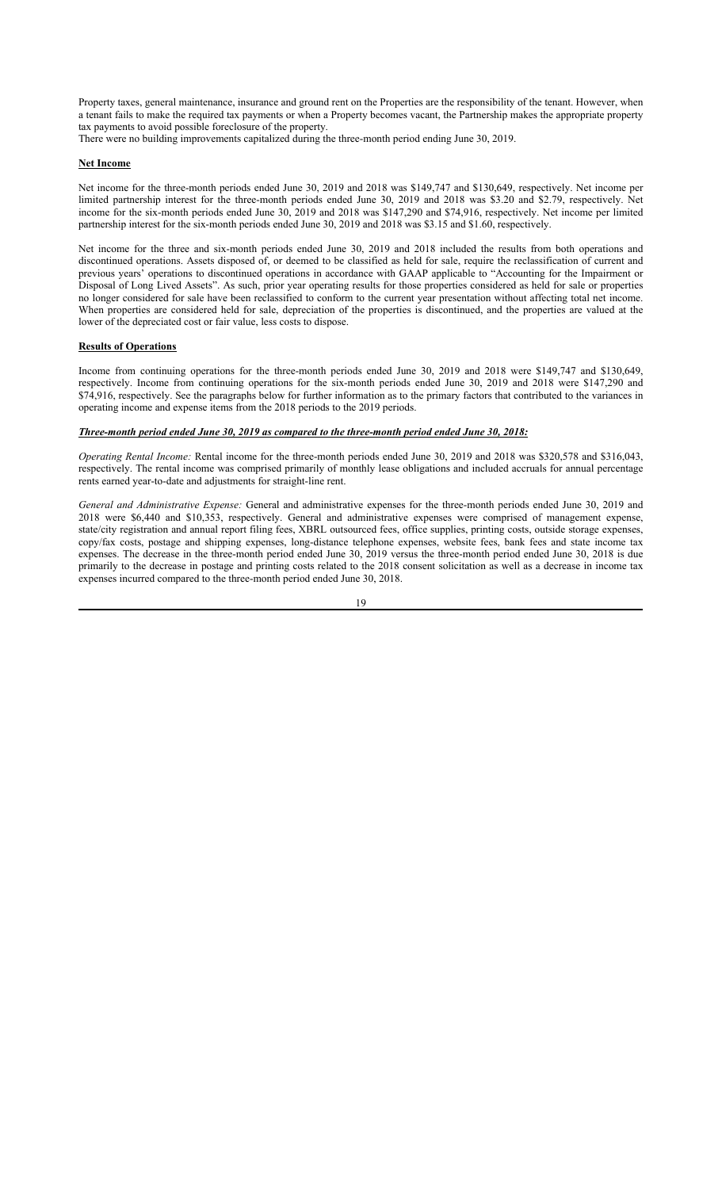Property taxes, general maintenance, insurance and ground rent on the Properties are the responsibility of the tenant. However, when a tenant fails to make the required tax payments or when a Property becomes vacant, the Partnership makes the appropriate property tax payments to avoid possible foreclosure of the property.

There were no building improvements capitalized during the three-month period ending June 30, 2019.

**Net Income**

Net income for the three-month periods ended June 30, 2019 and 2018 was $149,747 and $130,649, respectively. Net income per limited partnership interest for the three-month periods ended June 30, 2019 and 2018 was $3.20 and $2.79, respectively. Net income for the six-month periods ended June 30, 2019 and 2018 was $147,290 and $74,916, respectively. Net income per limited partnership interest for the six-month periods ended June 30, 2019 and 2018 was $3.15 and $1.60, respectively.

Net income for the three and six-month periods ended June 30, 2019 and 2018 included the results from both operations and discontinued operations. Assets disposed of, or deemed to be classified as held for sale, require the reclassification of current and previous years' operations to discontinued operations in accordance with GAAP applicable to "Accounting for the Impairment or Disposal of Long Lived Assets". As such, prior year operating results for those properties considered as held for sale or properties no longer considered for sale have been reclassified to conform to the current year presentation without affecting total net income. When properties are considered held for sale, depreciation of the properties is discontinued, and the properties are valued at the lower of the depreciated cost or fair value, less costs to dispose.

**Results of Operations**

Income from continuing operations for the three-month periods ended June 30, 2019 and 2018 were $149,747 and $130,649, respectively. Income from continuing operations for the six-month periods ended June 30, 2019 and 2018 were $147,290 and $74,916, respectively. See the paragraphs below for further information as to the primary factors that contributed to the variances in operating income and expense items from the 2018 periods to the 2019 periods.

***Three-month period ended June 30, 2019 as compared to the three-month period ended June 30, 2018:***

*Operating Rental Income:* Rental income for the three-month periods ended June 30, 2019 and 2018 was $320,578 and $316,043, respectively. The rental income was comprised primarily of monthly lease obligations and included accruals for annual percentage rents earned year-to-date and adjustments for straight-line rent.

*General and Administrative Expense:* General and administrative expenses for the three-month periods ended June 30, 2019 and 2018 were $6,440 and $10,353, respectively. General and administrative expenses were comprised of management expense, state/city registration and annual report filing fees, XBRL outsourced fees, office supplies, printing costs, outside storage expenses, copy/fax costs, postage and shipping expenses, long-distance telephone expenses, website fees, bank fees and state income tax expenses. The decrease in the three-month period ended June 30, 2019 versus the three-month period ended June 30, 2018 is due primarily to the decrease in postage and printing costs related to the 2018 consent solicitation as well as a decrease in income tax expenses incurred compared to the three-month period ended June 30, 2018.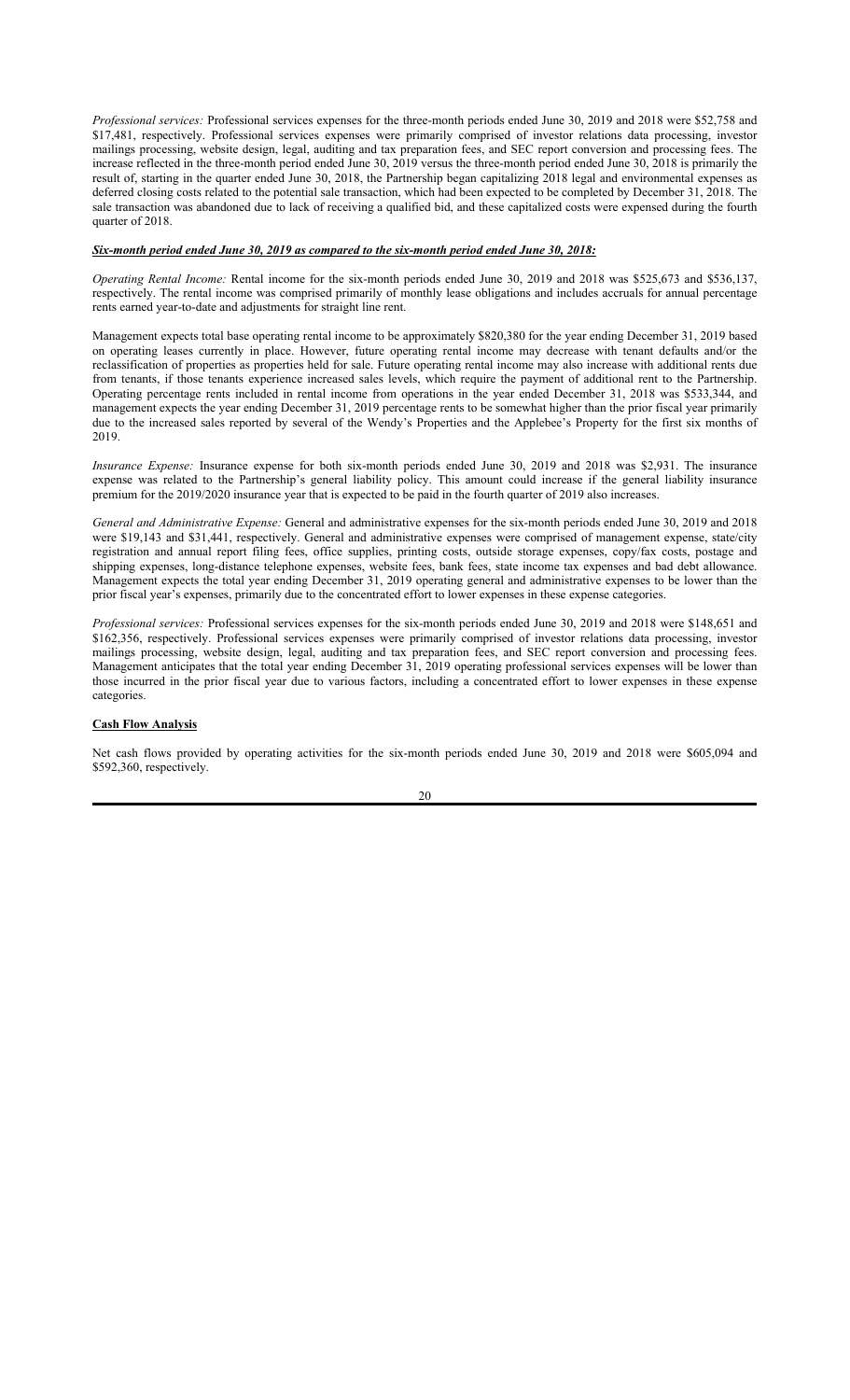*Professional services:* Professional services expenses for the three-month periods ended June 30, 2019 and 2018 were $52,758 and $17,481, respectively. Professional services expenses were primarily comprised of investor relations data processing, investor mailings processing, website design, legal, auditing and tax preparation fees, and SEC report conversion and processing fees. The increase reflected in the three-month period ended June 30, 2019 versus the three-month period ended June 30, 2018 is primarily the result of, starting in the quarter ended June 30, 2018, the Partnership began capitalizing 2018 legal and environmental expenses as deferred closing costs related to the potential sale transaction, which had been expected to be completed by December 31, 2018. The sale transaction was abandoned due to lack of receiving a qualified bid, and these capitalized costs were expensed during the fourth quarter of 2018.

***Six-month period ended June 30, 2019 as compared to the six-month period ended June 30, 2018:***

*Operating Rental Income:* Rental income for the six-month periods ended June 30, 2019 and 2018 was $525,673 and $536,137, respectively. The rental income was comprised primarily of monthly lease obligations and includes accruals for annual percentage rents earned year-to-date and adjustments for straight line rent.

Management expects total base operating rental income to be approximately $820,380 for the year ending December 31, 2019 based on operating leases currently in place. However, future operating rental income may decrease with tenant defaults and/or the reclassification of properties as properties held for sale. Future operating rental income may also increase with additional rents due from tenants, if those tenants experience increased sales levels, which require the payment of additional rent to the Partnership. Operating percentage rents included in rental income from operations in the year ended December 31, 2018 was $533,344, and management expects the year ending December 31, 2019 percentage rents to be somewhat higher than the prior fiscal year primarily due to the increased sales reported by several of the Wendy's Properties and the Applebee's Property for the first six months of 2019.

*Insurance Expense:* Insurance expense for both six-month periods ended June 30, 2019 and 2018 was $2,931. The insurance expense was related to the Partnership's general liability policy. This amount could increase if the general liability insurance premium for the 2019/2020 insurance year that is expected to be paid in the fourth quarter of 2019 also increases.

*General and Administrative Expense:* General and administrative expenses for the six-month periods ended June 30, 2019 and 2018 were $19,143 and $31,441, respectively. General and administrative expenses were comprised of management expense, state/city registration and annual report filing fees, office supplies, printing costs, outside storage expenses, copy/fax costs, postage and shipping expenses, long-distance telephone expenses, website fees, bank fees, state income tax expenses and bad debt allowance. Management expects the total year ending December 31, 2019 operating general and administrative expenses to be lower than the prior fiscal year's expenses, primarily due to the concentrated effort to lower expenses in these expense categories.

*Professional services:* Professional services expenses for the six-month periods ended June 30, 2019 and 2018 were $148,651 and $162,356, respectively. Professional services expenses were primarily comprised of investor relations data processing, investor mailings processing, website design, legal, auditing and tax preparation fees, and SEC report conversion and processing fees. Management anticipates that the total year ending December 31, 2019 operating professional services expenses will be lower than those incurred in the prior fiscal year due to various factors, including a concentrated effort to lower expenses in these expense categories.

**Cash Flow Analysis**

Net cash flows provided by operating activities for the six-month periods ended June 30, 2019 and 2018 were $605,094 and $592,360, respectively.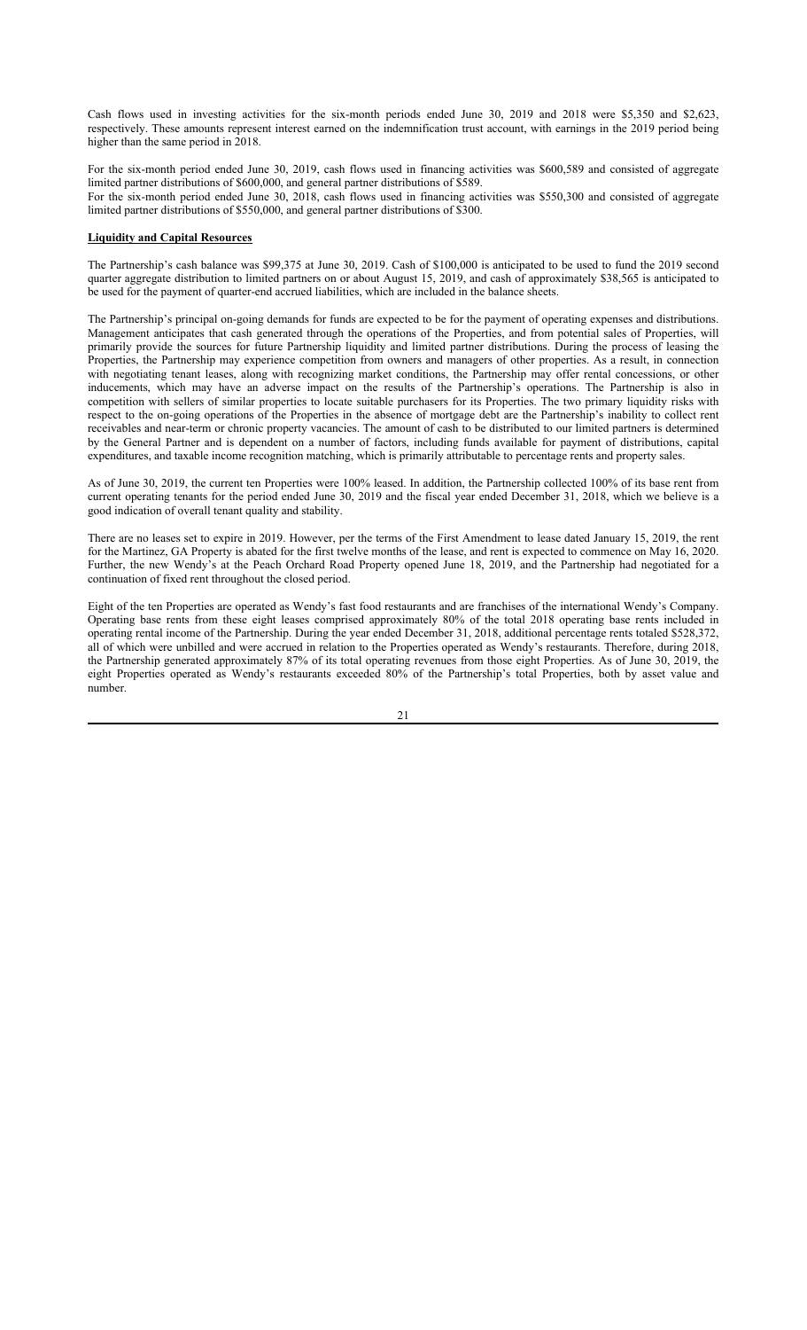Cash flows used in investing activities for the six-month periods ended June 30, 2019 and 2018 were $5,350 and $2,623, respectively. These amounts represent interest earned on the indemnification trust account, with earnings in the 2019 period being higher than the same period in 2018.

For the six-month period ended June 30, 2019, cash flows used in financing activities was $600,589 and consisted of aggregate limited partner distributions of $600,000, and general partner distributions of $589.
For the six-month period ended June 30, 2018, cash flows used in financing activities was $550,300 and consisted of aggregate limited partner distributions of $550,000, and general partner distributions of $300.

**Liquidity and Capital Resources**

The Partnership's cash balance was $99,375 at June 30, 2019. Cash of $100,000 is anticipated to be used to fund the 2019 second quarter aggregate distribution to limited partners on or about August 15, 2019, and cash of approximately $38,565 is anticipated to be used for the payment of quarter-end accrued liabilities, which are included in the balance sheets.

The Partnership's principal on-going demands for funds are expected to be for the payment of operating expenses and distributions. Management anticipates that cash generated through the operations of the Properties, and from potential sales of Properties, will primarily provide the sources for future Partnership liquidity and limited partner distributions. During the process of leasing the Properties, the Partnership may experience competition from owners and managers of other properties. As a result, in connection with negotiating tenant leases, along with recognizing market conditions, the Partnership may offer rental concessions, or other inducements, which may have an adverse impact on the results of the Partnership's operations. The Partnership is also in competition with sellers of similar properties to locate suitable purchasers for its Properties. The two primary liquidity risks with respect to the on-going operations of the Properties in the absence of mortgage debt are the Partnership's inability to collect rent receivables and near-term or chronic property vacancies. The amount of cash to be distributed to our limited partners is determined by the General Partner and is dependent on a number of factors, including funds available for payment of distributions, capital expenditures, and taxable income recognition matching, which is primarily attributable to percentage rents and property sales.

As of June 30, 2019, the current ten Properties were 100% leased. In addition, the Partnership collected 100% of its base rent from current operating tenants for the period ended June 30, 2019 and the fiscal year ended December 31, 2018, which we believe is a good indication of overall tenant quality and stability.

There are no leases set to expire in 2019. However, per the terms of the First Amendment to lease dated January 15, 2019, the rent for the Martinez, GA Property is abated for the first twelve months of the lease, and rent is expected to commence on May 16, 2020. Further, the new Wendy's at the Peach Orchard Road Property opened June 18, 2019, and the Partnership had negotiated for a continuation of fixed rent throughout the closed period.

Eight of the ten Properties are operated as Wendy's fast food restaurants and are franchises of the international Wendy's Company. Operating base rents from these eight leases comprised approximately 80% of the total 2018 operating base rents included in operating rental income of the Partnership. During the year ended December 31, 2018, additional percentage rents totaled $528,372, all of which were unbilled and were accrued in relation to the Properties operated as Wendy's restaurants. Therefore, during 2018, the Partnership generated approximately 87% of its total operating revenues from those eight Properties. As of June 30, 2019, the eight Properties operated as Wendy's restaurants exceeded 80% of the Partnership's total Properties, both by asset value and number.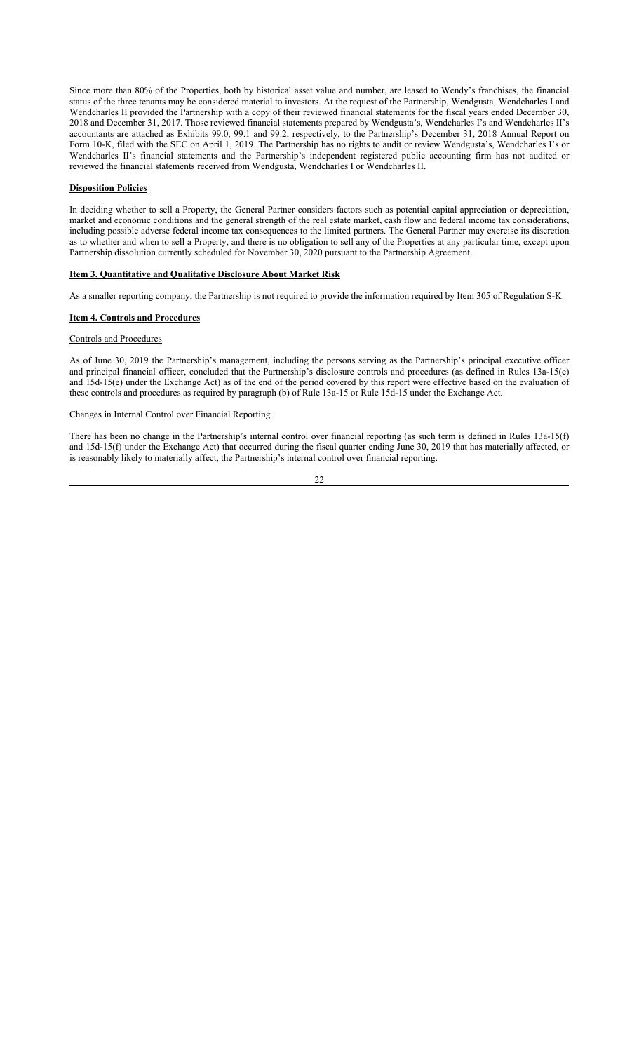Since more than 80% of the Properties, both by historical asset value and number, are leased to Wendy's franchises, the financial status of the three tenants may be considered material to investors. At the request of the Partnership, Wendgusta, Wendcharles I and Wendcharles II provided the Partnership with a copy of their reviewed financial statements for the fiscal years ended December 30, 2018 and December 31, 2017. Those reviewed financial statements prepared by Wendgusta's, Wendcharles I's and Wendcharles II's accountants are attached as Exhibits 99.0, 99.1 and 99.2, respectively, to the Partnership's December 31, 2018 Annual Report on Form 10-K, filed with the SEC on April 1, 2019. The Partnership has no rights to audit or review Wendgusta's, Wendcharles I's or Wendcharles II's financial statements and the Partnership's independent registered public accounting firm has not audited or reviewed the financial statements received from Wendgusta, Wendcharles I or Wendcharles II.

**Disposition Policies**

In deciding whether to sell a Property, the General Partner considers factors such as potential capital appreciation or depreciation, market and economic conditions and the general strength of the real estate market, cash flow and federal income tax considerations, including possible adverse federal income tax consequences to the limited partners. The General Partner may exercise its discretion as to whether and when to sell a Property, and there is no obligation to sell any of the Properties at any particular time, except upon Partnership dissolution currently scheduled for November 30, 2020 pursuant to the Partnership Agreement.

## Item 3. Quantitative and Qualitative Disclosure About Market Risk

As a smaller reporting company, the Partnership is not required to provide the information required by Item 305 of Regulation S-K.

## Item 4. Controls and Procedures

Controls and Procedures

As of June 30, 2019 the Partnership's management, including the persons serving as the Partnership's principal executive officer and principal financial officer, concluded that the Partnership's disclosure controls and procedures (as defined in Rules 13a-15(e) and 15d-15(e) under the Exchange Act) as of the end of the period covered by this report were effective based on the evaluation of these controls and procedures as required by paragraph (b) of Rule 13a-15 or Rule 15d-15 under the Exchange Act.

Changes in Internal Control over Financial Reporting

There has been no change in the Partnership's internal control over financial reporting (as such term is defined in Rules 13a-15(f) and 15d-15(f) under the Exchange Act) that occurred during the fiscal quarter ending June 30, 2019 that has materially affected, or is reasonably likely to materially affect, the Partnership's internal control over financial reporting.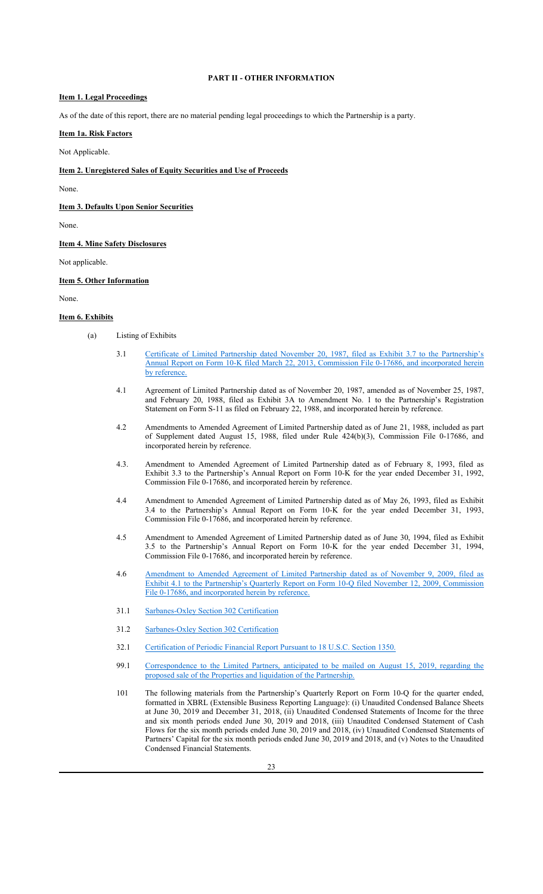# PART II - OTHER INFORMATION

## Item 1. Legal Proceedings

As of the date of this report, there are no material pending legal proceedings to which the Partnership is a party.

## Item 1a. Risk Factors

Not Applicable.

## Item 2. Unregistered Sales of Equity Securities and Use of Proceeds

None.

## Item 3. Defaults Upon Senior Securities

None.

## Item 4. Mine Safety Disclosures

Not applicable.

## Item 5. Other Information

None.

## Item 6. Exhibits

(a) Listing of Exhibits

3.1 Certificate of Limited Partnership dated November 20, 1987, filed as Exhibit 3.7 to the Partnership's Annual Report on Form 10-K filed March 22, 2013, Commission File 0-17686, and incorporated herein by reference.

4.1 Agreement of Limited Partnership dated as of November 20, 1987, amended as of November 25, 1987, and February 20, 1988, filed as Exhibit 3A to Amendment No. 1 to the Partnership's Registration Statement on Form S-11 as filed on February 22, 1988, and incorporated herein by reference.

4.2 Amendments to Amended Agreement of Limited Partnership dated as of June 21, 1988, included as part of Supplement dated August 15, 1988, filed under Rule 424(b)(3), Commission File 0-17686, and incorporated herein by reference.

4.3. Amendment to Amended Agreement of Limited Partnership dated as of February 8, 1993, filed as Exhibit 3.3 to the Partnership's Annual Report on Form 10-K for the year ended December 31, 1992, Commission File 0-17686, and incorporated herein by reference.

4.4 Amendment to Amended Agreement of Limited Partnership dated as of May 26, 1993, filed as Exhibit 3.4 to the Partnership's Annual Report on Form 10-K for the year ended December 31, 1993, Commission File 0-17686, and incorporated herein by reference.

4.5 Amendment to Amended Agreement of Limited Partnership dated as of June 30, 1994, filed as Exhibit 3.5 to the Partnership's Annual Report on Form 10-K for the year ended December 31, 1994, Commission File 0-17686, and incorporated herein by reference.

4.6 Amendment to Amended Agreement of Limited Partnership dated as of November 9, 2009, filed as Exhibit 4.1 to the Partnership's Quarterly Report on Form 10-Q filed November 12, 2009, Commission File 0-17686, and incorporated herein by reference.

31.1 Sarbanes-Oxley Section 302 Certification

31.2 Sarbanes-Oxley Section 302 Certification

32.1 Certification of Periodic Financial Report Pursuant to 18 U.S.C. Section 1350.

99.1 Correspondence to the Limited Partners, anticipated to be mailed on August 15, 2019, regarding the proposed sale of the Properties and liquidation of the Partnership.

101 The following materials from the Partnership's Quarterly Report on Form 10-Q for the quarter ended, formatted in XBRL (Extensible Business Reporting Language): (i) Unaudited Condensed Balance Sheets at June 30, 2019 and December 31, 2018, (ii) Unaudited Condensed Statements of Income for the three and six month periods ended June 30, 2019 and 2018, (iii) Unaudited Condensed Statement of Cash Flows for the six month periods ended June 30, 2019 and 2018, (iv) Unaudited Condensed Statements of Partners' Capital for the six month periods ended June 30, 2019 and 2018, and (v) Notes to the Unaudited Condensed Financial Statements.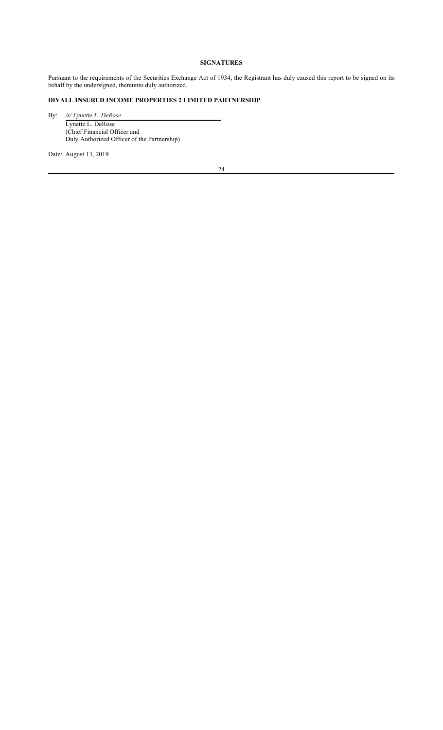# SIGNATURES

Pursuant to the requirements of the Securities Exchange Act of 1934, the Registrant has duly caused this report to be signed on its behalf by the undersigned, thereunto duly authorized.

**DIVALL INSURED INCOME PROPERTIES 2 LIMITED PARTNERSHIP**

By: */s/ Lynette L. DeRose*

Lynette L. DeRose
(Chief Financial Officer and
Duly Authorized Officer of the Partnership)

Date: August 13, 2019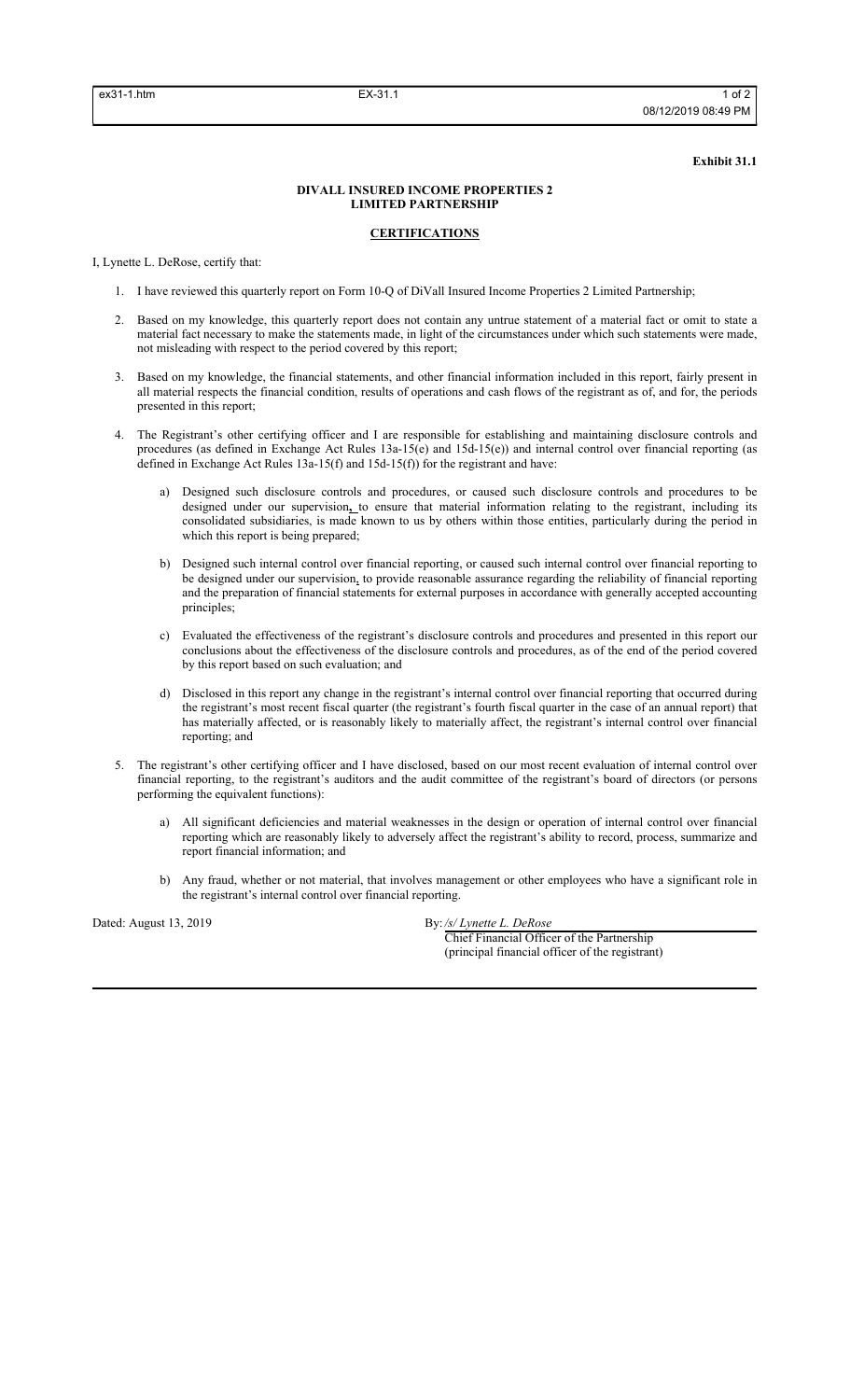**Exhibit 31.1**

**DIVALL INSURED INCOME PROPERTIES 2**
**LIMITED PARTNERSHIP**

**CERTIFICATIONS**

I, Lynette L. DeRose, certify that:

1. I have reviewed this quarterly report on Form 10-Q of DiVall Insured Income Properties 2 Limited Partnership;

2. Based on my knowledge, this quarterly report does not contain any untrue statement of a material fact or omit to state a material fact necessary to make the statements made, in light of the circumstances under which such statements were made, not misleading with respect to the period covered by this report;

3. Based on my knowledge, the financial statements, and other financial information included in this report, fairly present in all material respects the financial condition, results of operations and cash flows of the registrant as of, and for, the periods presented in this report;

4. The Registrant's other certifying officer and I are responsible for establishing and maintaining disclosure controls and procedures (as defined in Exchange Act Rules 13a-15(e) and 15d-15(e)) and internal control over financial reporting (as defined in Exchange Act Rules 13a-15(f) and 15d-15(f)) for the registrant and have:

   a) Designed such disclosure controls and procedures, or caused such disclosure controls and procedures to be designed under our supervision, to ensure that material information relating to the registrant, including its consolidated subsidiaries, is made known to us by others within those entities, particularly during the period in which this report is being prepared;

   b) Designed such internal control over financial reporting, or caused such internal control over financial reporting to be designed under our supervision, to provide reasonable assurance regarding the reliability of financial reporting and the preparation of financial statements for external purposes in accordance with generally accepted accounting principles;

   c) Evaluated the effectiveness of the registrant's disclosure controls and procedures and presented in this report our conclusions about the effectiveness of the disclosure controls and procedures, as of the end of the period covered by this report based on such evaluation; and

   d) Disclosed in this report any change in the registrant's internal control over financial reporting that occurred during the registrant's most recent fiscal quarter (the registrant's fourth fiscal quarter in the case of an annual report) that has materially affected, or is reasonably likely to materially affect, the registrant's internal control over financial reporting; and

5. The registrant's other certifying officer and I have disclosed, based on our most recent evaluation of internal control over financial reporting, to the registrant's auditors and the audit committee of the registrant's board of directors (or persons performing the equivalent functions):

   a) All significant deficiencies and material weaknesses in the design or operation of internal control over financial reporting which are reasonably likely to adversely affect the registrant's ability to record, process, summarize and report financial information; and

   b) Any fraud, whether or not material, that involves management or other employees who have a significant role in the registrant's internal control over financial reporting.

Dated: August 13, 2019

By: */s/ Lynette L. DeRose*
Chief Financial Officer of the Partnership
(principal financial officer of the registrant)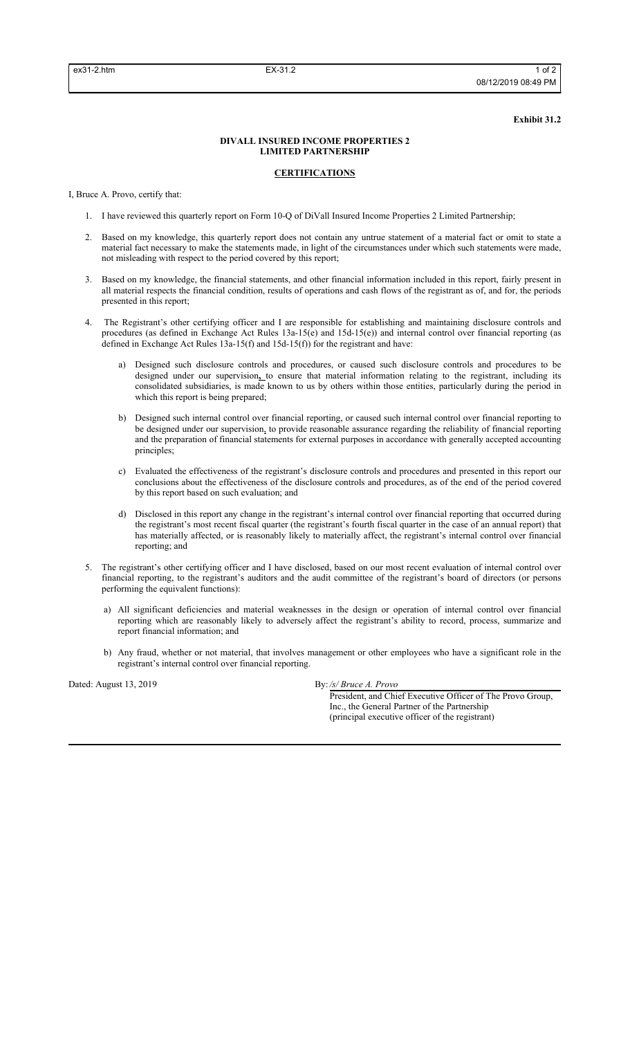**Exhibit 31.2**

**DIVALL INSURED INCOME PROPERTIES 2 LIMITED PARTNERSHIP**

**CERTIFICATIONS**

I, Bruce A. Provo, certify that:

1. I have reviewed this quarterly report on Form 10-Q of DiVall Insured Income Properties 2 Limited Partnership;
2. Based on my knowledge, this quarterly report does not contain any untrue statement of a material fact or omit to state a material fact necessary to make the statements made, in light of the circumstances under which such statements were made, not misleading with respect to the period covered by this report;
3. Based on my knowledge, the financial statements, and other financial information included in this report, fairly present in all material respects the financial condition, results of operations and cash flows of the registrant as of, and for, the periods presented in this report;
4. The Registrant's other certifying officer and I are responsible for establishing and maintaining disclosure controls and procedures (as defined in Exchange Act Rules 13a-15(e) and 15d-15(e)) and internal control over financial reporting (as defined in Exchange Act Rules 13a-15(f) and 15d-15(f)) for the registrant and have:
   a) Designed such disclosure controls and procedures, or caused such disclosure controls and procedures to be designed under our supervision, to ensure that material information relating to the registrant, including its consolidated subsidiaries, is made known to us by others within those entities, particularly during the period in which this report is being prepared;
   b) Designed such internal control over financial reporting, or caused such internal control over financial reporting to be designed under our supervision, to provide reasonable assurance regarding the reliability of financial reporting and the preparation of financial statements for external purposes in accordance with generally accepted accounting principles;
   c) Evaluated the effectiveness of the registrant's disclosure controls and procedures and presented in this report our conclusions about the effectiveness of the disclosure controls and procedures, as of the end of the period covered by this report based on such evaluation; and
   d) Disclosed in this report any change in the registrant's internal control over financial reporting that occurred during the registrant's most recent fiscal quarter (the registrant's fourth fiscal quarter in the case of an annual report) that has materially affected, or is reasonably likely to materially affect, the registrant's internal control over financial reporting; and
5. The registrant's other certifying officer and I have disclosed, based on our most recent evaluation of internal control over financial reporting, to the registrant's auditors and the audit committee of the registrant's board of directors (or persons performing the equivalent functions):
   a) All significant deficiencies and material weaknesses in the design or operation of internal control over financial reporting which are reasonably likely to adversely affect the registrant's ability to record, process, summarize and report financial information; and
   b) Any fraud, whether or not material, that involves management or other employees who have a significant role in the registrant's internal control over financial reporting.

Dated: August 13, 2019

By: */s/ Bruce A. Provo*
President, and Chief Executive Officer of The Provo Group, Inc., the General Partner of the Partnership
(principal executive officer of the registrant)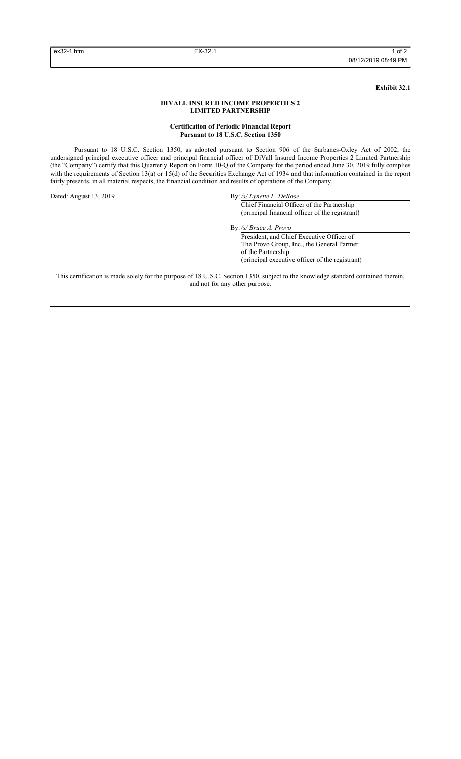**Exhibit 32.1**

**DIVALL INSURED INCOME PROPERTIES 2**
**LIMITED PARTNERSHIP**

**Certification of Periodic Financial Report**
**Pursuant to 18 U.S.C. Section 1350**

Pursuant to 18 U.S.C. Section 1350, as adopted pursuant to Section 906 of the Sarbanes-Oxley Act of 2002, the undersigned principal executive officer and principal financial officer of DiVall Insured Income Properties 2 Limited Partnership (the "Company") certify that this Quarterly Report on Form 10-Q of the Company for the period ended June 30, 2019 fully complies with the requirements of Section 13(a) or 15(d) of the Securities Exchange Act of 1934 and that information contained in the report fairly presents, in all material respects, the financial condition and results of operations of the Company.

Dated: August 13, 2019

By: */s/ Lynette L. DeRose*
Chief Financial Officer of the Partnership
(principal financial officer of the registrant)

By: */s/ Bruce A. Provo*
President, and Chief Executive Officer of
The Provo Group, Inc., the General Partner
of the Partnership
(principal executive officer of the registrant)

This certification is made solely for the purpose of 18 U.S.C. Section 1350, subject to the knowledge standard contained therein, and not for any other purpose.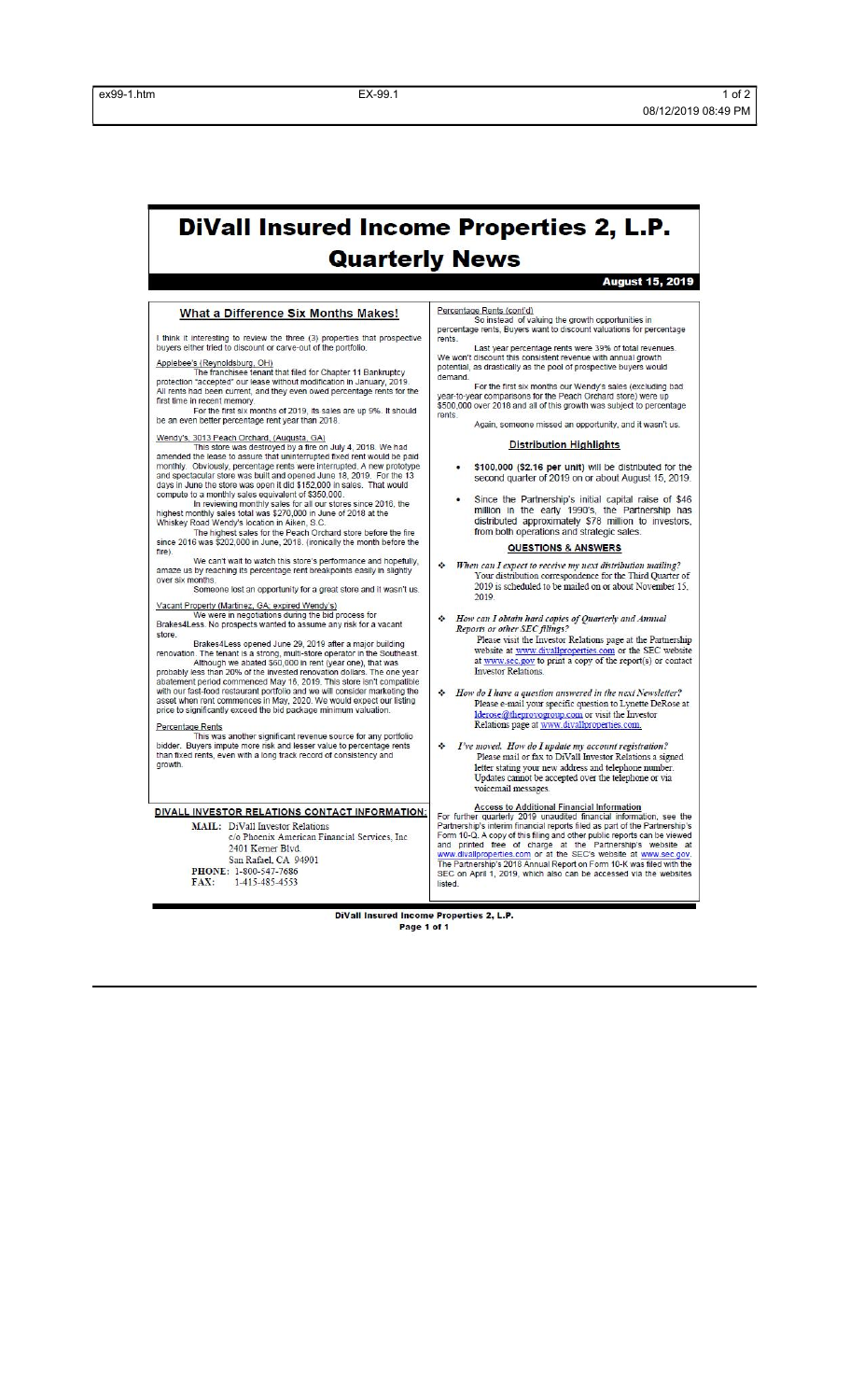# DiVall Insured Income Properties 2, L.P.
# Quarterly News

**August 15, 2019**

## What a Difference Six Months Makes!

I think it interesting to review the three (3) properties that prospective buyers either tried to discount or carve-out of the portfolio.

Applebee's (Reynoldsburg, OH)

The franchisee tenant that filed for Chapter 11 Bankruptcy protection "accepted" our lease without modification in January, 2019. All rents had been current, and they even owed percentage rents for the first time in recent memory.

For the first six months of 2019, its sales are up 9%. It should be an even better percentage rent year than 2018.

Wendy's, 3013 Peach Orchard, (Augusta, GA)

This store was destroyed by a fire on July 4, 2018. We had amended the lease to assure that uninterrupted fixed rent would be paid monthly. Obviously, percentage rents were interrupted. A new prototype and spectacular store was built and opened June 18, 2019. For the 13 days in June the store was open it did $152,000 in sales. That would compute to a monthly sales equivalent of $350,000.

In reviewing monthly sales for all our stores since 2016, the highest monthly sales total was $270,000 in June of 2018 at the Whiskey Road Wendy's location in Aiken, S.C.

The highest sales for the Peach Orchard store before the fire since 2016 was $202,000 in June, 2018. (ironically the month before the fire).

We can't wait to watch this store's performance and hopefully, amaze us by reaching its percentage rent breakpoints easily in slightly over six months.

Someone lost an opportunity for a great store and it wasn't us.

Vacant Property (Martinez, GA, expired Wendy's)

We were in negotiations during the bid process for Brakes4Less. No prospects wanted to assume any risk for a vacant store.

Brakes4Less opened June 29, 2019 after a major building renovation. The tenant is a strong, multi-store operator in the Southeast.

Although we abated $60,000 in rent (year one), that was probably less than 20% of the invested renovation dollars. The one year abatement period commenced May 16, 2019. This store isn't compatible with our fast-food restaurant portfolio and we will consider marketing the asset when rent commences in May, 2020. We would expect our listing price to significantly exceed the bid package minimum valuation.

Percentage Rents

This was another significant revenue source for any portfolio bidder. Buyers impute more risk and lesser value to percentage rents than fixed rents, even with a long track record of consistency and growth.

Percentage Rents (cont'd)

So instead of valuing the growth opportunities in percentage rents, Buyers want to discount valuations for percentage rents.

Last year percentage rents were 39% of total revenues. We won't discount this consistent revenue with annual growth potential, as drastically as the pool of prospective buyers would demand.

For the first six months our Wendy's sales (excluding bad year-to-year comparisons for the Peach Orchard store) were up $500,000 over 2018 and all of this growth was subject to percentage rents.

Again, someone missed an opportunity, and it wasn't us.

## Distribution Highlights

- **$100,000 ($2.16 per unit)** will be distributed for the second quarter of 2019 on or about August 15, 2019.
- Since the Partnership's initial capital raise of $46 million in the early 1990's, the Partnership has distributed approximately $78 million to investors, from both operations and strategic sales.

## QUESTIONS & ANSWERS

- ***When can I expect to receive my next distribution mailing?***
  Your distribution correspondence for the Third Quarter of 2019 is scheduled to be mailed on or about November 15, 2019.

- ***How can I obtain hard copies of Quarterly and Annual Reports or other SEC filings?***
  Please visit the Investor Relations page at the Partnership website at www.divallproperties.com or the SEC website at www.sec.gov to print a copy of the report(s) or contact Investor Relations.

- ***How do I have a question answered in the next Newsletter?***
  Please e-mail your specific question to Lynette DeRose at lderose@theprovogroup.com or visit the Investor Relations page at www.divallproperties.com.

- ***I've moved. How do I update my account registration?***
  Please mail or fax to DiVall Investor Relations a signed letter stating your new address and telephone number. Updates cannot be accepted over the telephone or via voicemail messages.

**Access to Additional Financial Information**

For further quarterly 2019 unaudited financial information, see the Partnership's interim financial reports filed as part of the Partnership's Form 10-Q. A copy of this filing and other public reports can be viewed and printed free of charge at the Partnership's website at www.divallproperties.com or at the SEC's website at www.sec.gov. The Partnership's 2018 Annual Report on Form 10-K was filed with the SEC on April 1, 2019, which also can be accessed via the websites listed.

## DIVALL INVESTOR RELATIONS CONTACT INFORMATION:

**MAIL:** DiVall Investor Relations
c/o Phoenix American Financial Services, Inc
2401 Kerner Blvd.
San Rafael, CA 94901

**PHONE:** 1-800-547-7686

**FAX:** 1-415-485-4553

DiVall Insured Income Properties 2, L.P.
Page 1 of 1